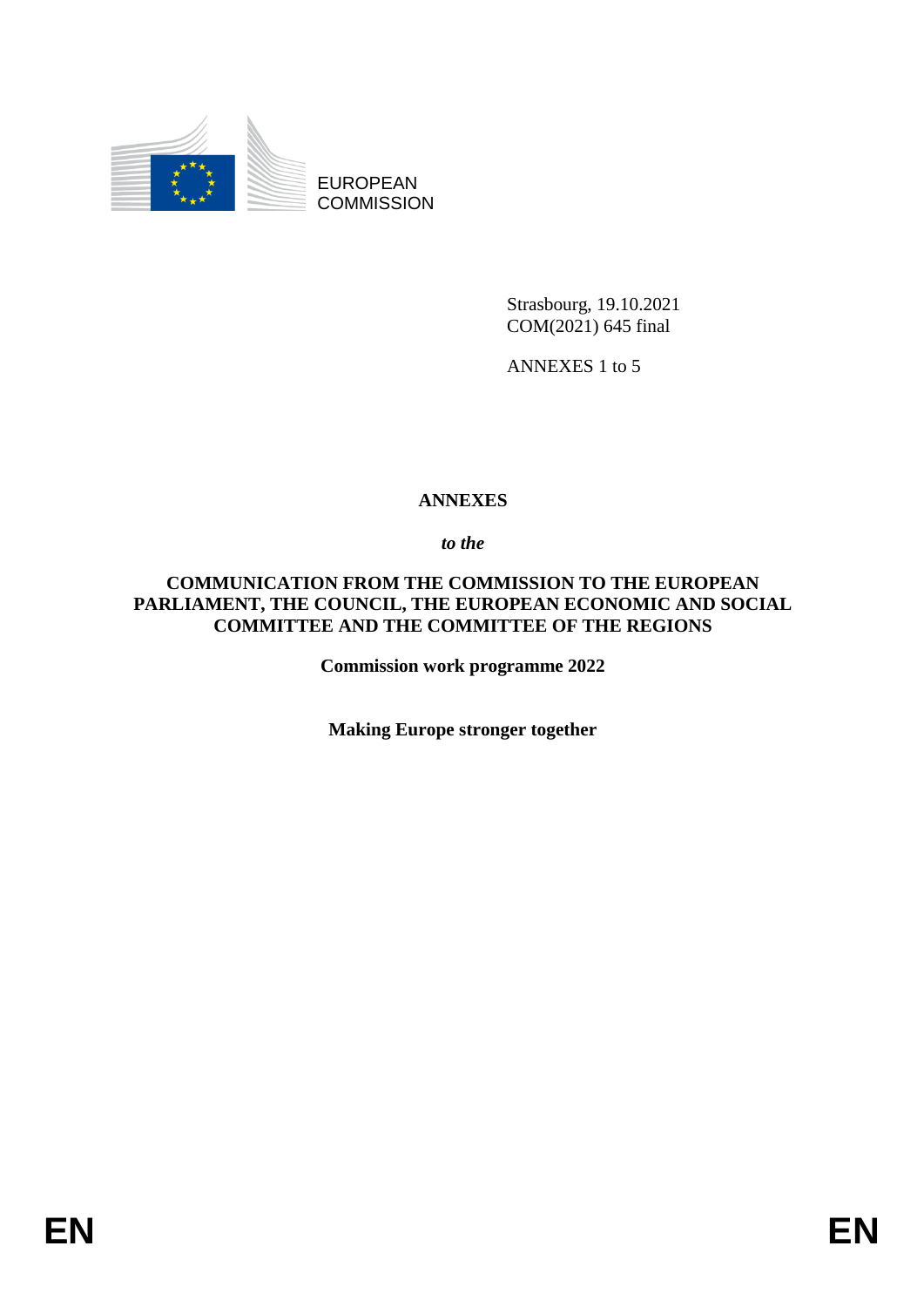EUROPEAN
COMMISSION

Strasbourg, 19.10.2021
COM(2021) 645 final

ANNEXES 1 to 5

# ANNEXES

*to the*

**COMMUNICATION FROM THE COMMISSION TO THE EUROPEAN PARLIAMENT, THE COUNCIL, THE EUROPEAN ECONOMIC AND SOCIAL COMMITTEE AND THE COMMITTEE OF THE REGIONS**

**Commission work programme 2022**

**Making Europe stronger together**

EN EN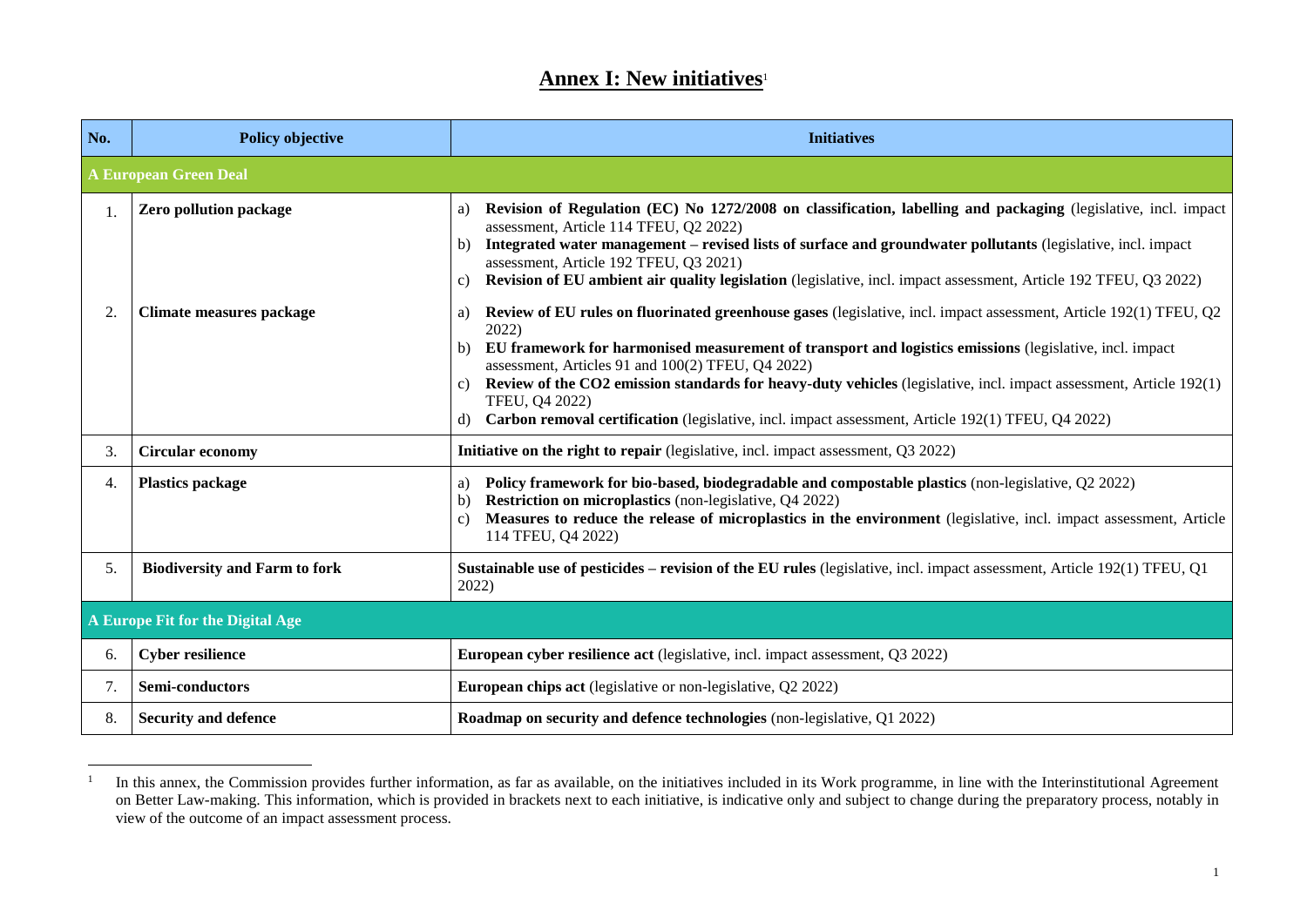# Annex I: New initiatives[1]

| No. | Policy objective | Initiatives |
|---|---|---|
| **A European Green Deal** | | |
| 1. | **Zero pollution package** | a) **Revision of Regulation (EC) No 1272/2008 on classification, labelling and packaging** (legislative, incl. impact assessment, Article 114 TFEU, Q2 2022)<br>b) **Integrated water management – revised lists of surface and groundwater pollutants** (legislative, incl. impact assessment, Article 192 TFEU, Q3 2021)<br>c) **Revision of EU ambient air quality legislation** (legislative, incl. impact assessment, Article 192 TFEU, Q3 2022) |
| 2. | **Climate measures package** | a) **Review of EU rules on fluorinated greenhouse gases** (legislative, incl. impact assessment, Article 192(1) TFEU, Q2 2022)<br>b) **EU framework for harmonised measurement of transport and logistics emissions** (legislative, incl. impact assessment, Articles 91 and 100(2) TFEU, Q4 2022)<br>c) **Review of the CO2 emission standards for heavy-duty vehicles** (legislative, incl. impact assessment, Article 192(1) TFEU, Q4 2022)<br>d) **Carbon removal certification** (legislative, incl. impact assessment, Article 192(1) TFEU, Q4 2022) |
| 3. | **Circular economy** | **Initiative on the right to repair** (legislative, incl. impact assessment, Q3 2022) |
| 4. | **Plastics package** | a) **Policy framework for bio-based, biodegradable and compostable plastics** (non-legislative, Q2 2022)<br>b) **Restriction on microplastics** (non-legislative, Q4 2022)<br>c) **Measures to reduce the release of microplastics in the environment** (legislative, incl. impact assessment, Article 114 TFEU, Q4 2022) |
| 5. | **Biodiversity and Farm to fork** | **Sustainable use of pesticides – revision of the EU rules** (legislative, incl. impact assessment, Article 192(1) TFEU, Q1 2022) |
| **A Europe Fit for the Digital Age** | | |
| 6. | **Cyber resilience** | **European cyber resilience act** (legislative, incl. impact assessment, Q3 2022) |
| 7. | **Semi-conductors** | **European chips act** (legislative or non-legislative, Q2 2022) |
| 8. | **Security and defence** | **Roadmap on security and defence technologies** (non-legislative, Q1 2022) |

[1] In this annex, the Commission provides further information, as far as available, on the initiatives included in its Work programme, in line with the Interinstitutional Agreement on Better Law-making. This information, which is provided in brackets next to each initiative, is indicative only and subject to change during the preparatory process, notably in view of the outcome of an impact assessment process.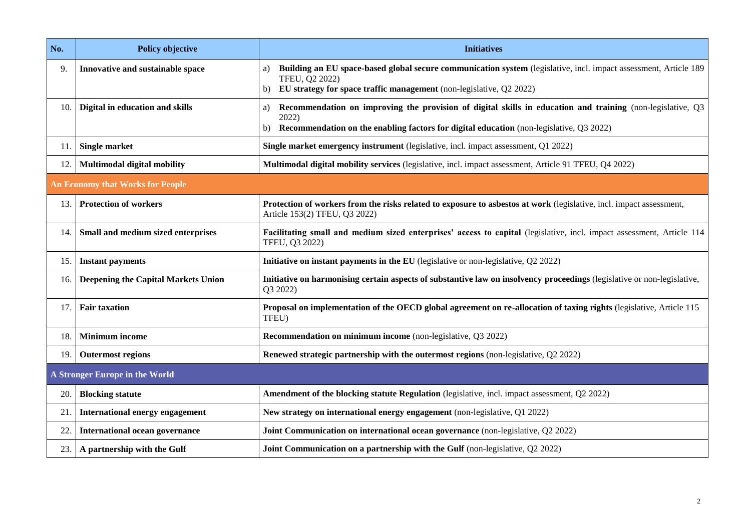| No. | Policy objective | Initiatives |
|---|---|---|
| 9. | **Innovative and sustainable space** | a) **Building an EU space-based global secure communication system** (legislative, incl. impact assessment, Article 189 TFEU, Q2 2022)<br>b) **EU strategy for space traffic management** (non-legislative, Q2 2022) |
| 10. | **Digital in education and skills** | a) **Recommendation on improving the provision of digital skills in education and training** (non-legislative, Q3 2022)<br>b) **Recommendation on the enabling factors for digital education** (non-legislative, Q3 2022) |
| 11. | **Single market** | **Single market emergency instrument** (legislative, incl. impact assessment, Q1 2022) |
| 12. | **Multimodal digital mobility** | **Multimodal digital mobility services** (legislative, incl. impact assessment, Article 91 TFEU, Q4 2022) |
| **An Economy that Works for People** | | |
| 13. | **Protection of workers** | **Protection of workers from the risks related to exposure to asbestos at work** (legislative, incl. impact assessment, Article 153(2) TFEU, Q3 2022) |
| 14. | **Small and medium sized enterprises** | **Facilitating small and medium sized enterprises' access to capital** (legislative, incl. impact assessment, Article 114 TFEU, Q3 2022) |
| 15. | **Instant payments** | **Initiative on instant payments in the EU** (legislative or non-legislative, Q2 2022) |
| 16. | **Deepening the Capital Markets Union** | **Initiative on harmonising certain aspects of substantive law on insolvency proceedings** (legislative or non-legislative, Q3 2022) |
| 17. | **Fair taxation** | **Proposal on implementation of the OECD global agreement on re-allocation of taxing rights** (legislative, Article 115 TFEU) |
| 18. | **Minimum income** | **Recommendation on minimum income** (non-legislative, Q3 2022) |
| 19. | **Outermost regions** | **Renewed strategic partnership with the outermost regions** (non-legislative, Q2 2022) |
| **A Stronger Europe in the World** | | |
| 20. | **Blocking statute** | **Amendment of the blocking statute Regulation** (legislative, incl. impact assessment, Q2 2022) |
| 21. | **International energy engagement** | **New strategy on international energy engagement** (non-legislative, Q1 2022) |
| 22. | **International ocean governance** | **Joint Communication on international ocean governance** (non-legislative, Q2 2022) |
| 23. | **A partnership with the Gulf** | **Joint Communication on a partnership with the Gulf** (non-legislative, Q2 2022) |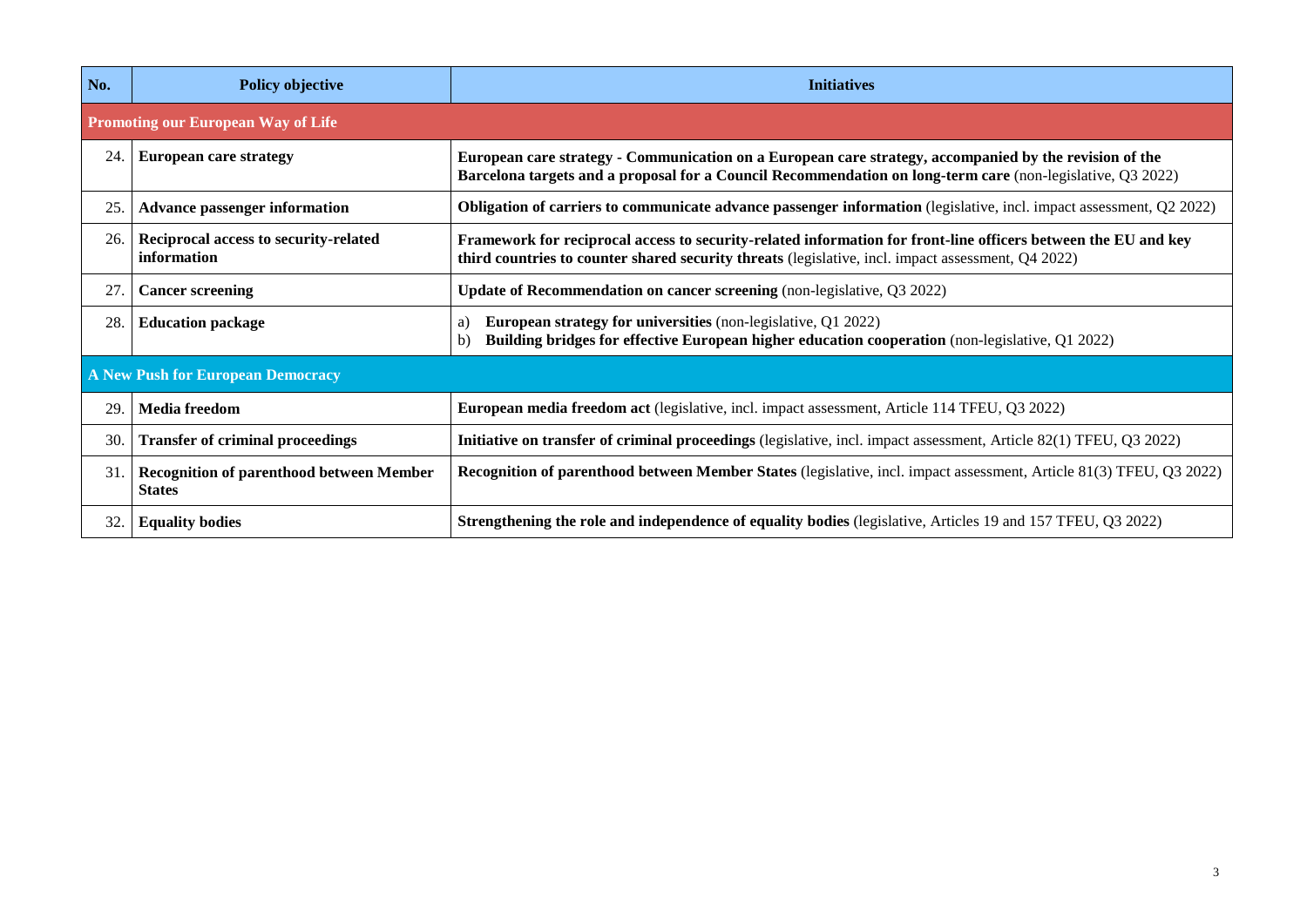| No. | Policy objective | Initiatives |
| --- | --- | --- |
| **Promoting our European Way of Life** | | |
| 24. | **European care strategy** | **European care strategy - Communication on a European care strategy, accompanied by the revision of the Barcelona targets and a proposal for a Council Recommendation on long-term care** (non-legislative, Q3 2022) |
| 25. | **Advance passenger information** | **Obligation of carriers to communicate advance passenger information** (legislative, incl. impact assessment, Q2 2022) |
| 26. | **Reciprocal access to security-related information** | **Framework for reciprocal access to security-related information for front-line officers between the EU and key third countries to counter shared security threats** (legislative, incl. impact assessment, Q4 2022) |
| 27. | **Cancer screening** | **Update of Recommendation on cancer screening** (non-legislative, Q3 2022) |
| 28. | **Education package** | a) **European strategy for universities** (non-legislative, Q1 2022)<br>b) **Building bridges for effective European higher education cooperation** (non-legislative, Q1 2022) |
| **A New Push for European Democracy** | | |
| 29. | **Media freedom** | **European media freedom act** (legislative, incl. impact assessment, Article 114 TFEU, Q3 2022) |
| 30. | **Transfer of criminal proceedings** | **Initiative on transfer of criminal proceedings** (legislative, incl. impact assessment, Article 82(1) TFEU, Q3 2022) |
| 31. | **Recognition of parenthood between Member States** | **Recognition of parenthood between Member States** (legislative, incl. impact assessment, Article 81(3) TFEU, Q3 2022) |
| 32. | **Equality bodies** | **Strengthening the role and independence of equality bodies** (legislative, Articles 19 and 157 TFEU, Q3 2022) |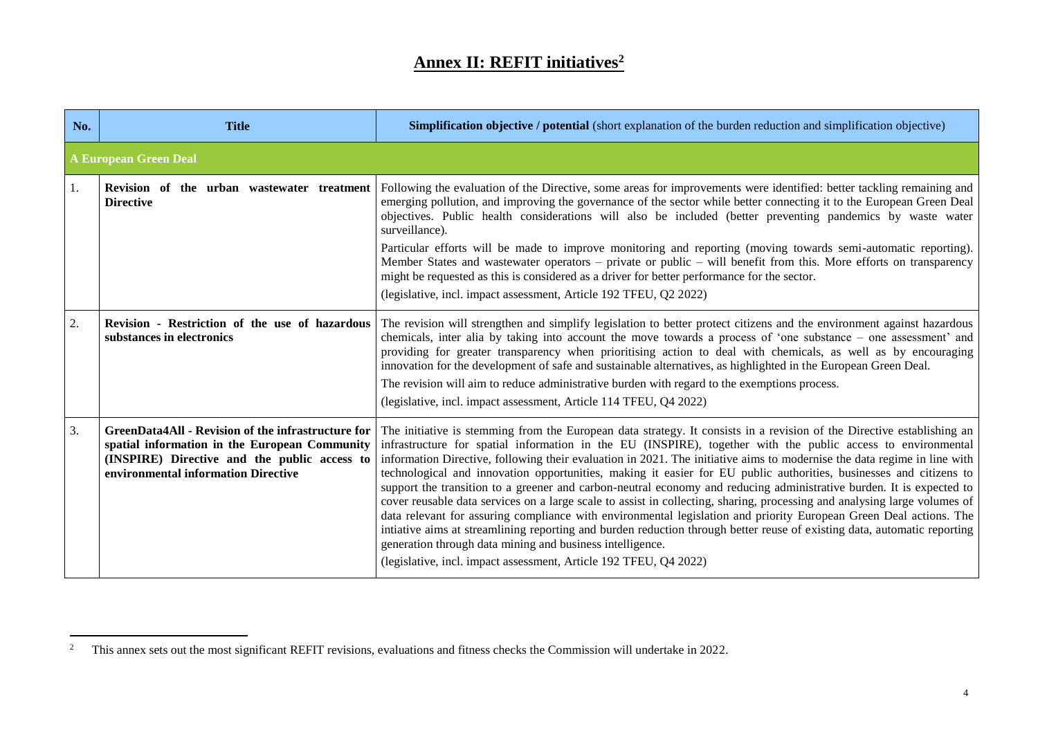# Annex II: REFIT initiatives[2]

| No. | Title | Simplification objective / potential (short explanation of the burden reduction and simplification objective) |
|---|---|---|
| **A European Green Deal** | | |
| 1. | **Revision of the urban wastewater treatment Directive** | Following the evaluation of the Directive, some areas for improvements were identified: better tackling remaining and emerging pollution, and improving the governance of the sector while better connecting it to the European Green Deal objectives. Public health considerations will also be included (better preventing pandemics by waste water surveillance).<br>Particular efforts will be made to improve monitoring and reporting (moving towards semi-automatic reporting). Member States and wastewater operators – private or public – will benefit from this. More efforts on transparency might be requested as this is considered as a driver for better performance for the sector.<br>(legislative, incl. impact assessment, Article 192 TFEU, Q2 2022) |
| 2. | **Revision - Restriction of the use of hazardous substances in electronics** | The revision will strengthen and simplify legislation to better protect citizens and the environment against hazardous chemicals, inter alia by taking into account the move towards a process of 'one substance – one assessment' and providing for greater transparency when prioritising action to deal with chemicals, as well as by encouraging innovation for the development of safe and sustainable alternatives, as highlighted in the European Green Deal.<br>The revision will aim to reduce administrative burden with regard to the exemptions process.<br>(legislative, incl. impact assessment, Article 114 TFEU, Q4 2022) |
| 3. | **GreenData4All - Revision of the infrastructure for spatial information in the European Community (INSPIRE) Directive and the public access to environmental information Directive** | The initiative is stemming from the European data strategy. It consists in a revision of the Directive establishing an infrastructure for spatial information in the EU (INSPIRE), together with the public access to environmental information Directive, following their evaluation in 2021. The initiative aims to modernise the data regime in line with technological and innovation opportunities, making it easier for EU public authorities, businesses and citizens to support the transition to a greener and carbon-neutral economy and reducing administrative burden. It is expected to cover reusable data services on a large scale to assist in collecting, sharing, processing and analysing large volumes of data relevant for assuring compliance with environmental legislation and priority European Green Deal actions. The intiative aims at streamlining reporting and burden reduction through better reuse of existing data, automatic reporting generation through data mining and business intelligence.<br>(legislative, incl. impact assessment, Article 192 TFEU, Q4 2022) |

[2] This annex sets out the most significant REFIT revisions, evaluations and fitness checks the Commission will undertake in 2022.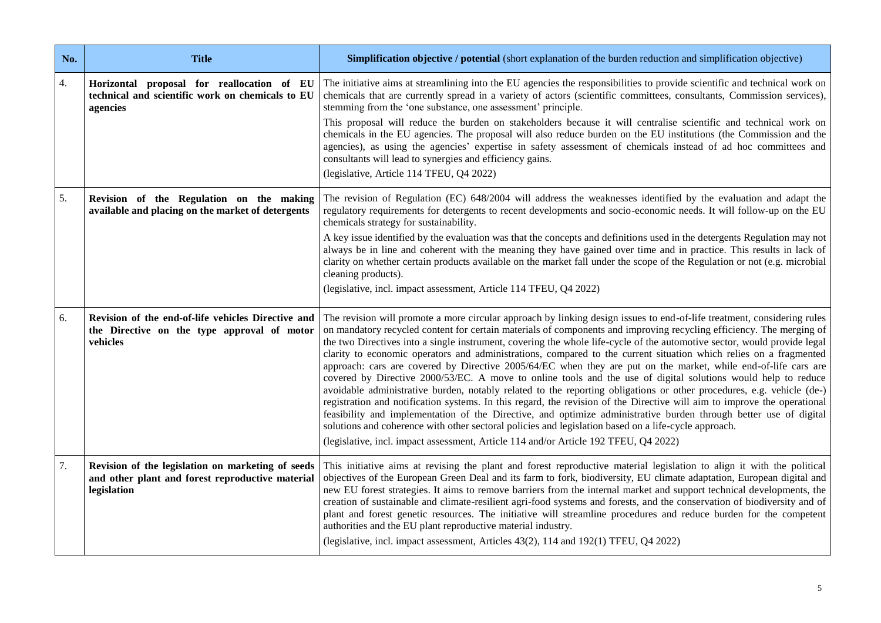| No. | Title | **Simplification objective / potential** (short explanation of the burden reduction and simplification objective) |
|---|---|---|
| 4. | **Horizontal proposal for reallocation of EU technical and scientific work on chemicals to EU agencies** | The initiative aims at streamlining into the EU agencies the responsibilities to provide scientific and technical work on chemicals that are currently spread in a variety of actors (scientific committees, consultants, Commission services), stemming from the 'one substance, one assessment' principle.<br><br>This proposal will reduce the burden on stakeholders because it will centralise scientific and technical work on chemicals in the EU agencies. The proposal will also reduce burden on the EU institutions (the Commission and the agencies), as using the agencies' expertise in safety assessment of chemicals instead of ad hoc committees and consultants will lead to synergies and efficiency gains.<br><br>(legislative, Article 114 TFEU, Q4 2022) |
| 5. | **Revision of the Regulation on the making available and placing on the market of detergents** | The revision of Regulation (EC) 648/2004 will address the weaknesses identified by the evaluation and adapt the regulatory requirements for detergents to recent developments and socio-economic needs. It will follow-up on the EU chemicals strategy for sustainability.<br><br>A key issue identified by the evaluation was that the concepts and definitions used in the detergents Regulation may not always be in line and coherent with the meaning they have gained over time and in practice. This results in lack of clarity on whether certain products available on the market fall under the scope of the Regulation or not (e.g. microbial cleaning products).<br><br>(legislative, incl. impact assessment, Article 114 TFEU, Q4 2022) |
| 6. | **Revision of the end-of-life vehicles Directive and the Directive on the type approval of motor vehicles** | The revision will promote a more circular approach by linking design issues to end-of-life treatment, considering rules on mandatory recycled content for certain materials of components and improving recycling efficiency. The merging of the two Directives into a single instrument, covering the whole life-cycle of the automotive sector, would provide legal clarity to economic operators and administrations, compared to the current situation which relies on a fragmented approach: cars are covered by Directive 2005/64/EC when they are put on the market, while end-of-life cars are covered by Directive 2000/53/EC. A move to online tools and the use of digital solutions would help to reduce avoidable administrative burden, notably related to the reporting obligations or other procedures, e.g. vehicle (de-) registration and notification systems. In this regard, the revision of the Directive will aim to improve the operational feasibility and implementation of the Directive, and optimize administrative burden through better use of digital solutions and coherence with other sectoral policies and legislation based on a life-cycle approach.<br><br>(legislative, incl. impact assessment, Article 114 and/or Article 192 TFEU, Q4 2022) |
| 7. | **Revision of the legislation on marketing of seeds and other plant and forest reproductive material legislation** | This initiative aims at revising the plant and forest reproductive material legislation to align it with the political objectives of the European Green Deal and its farm to fork, biodiversity, EU climate adaptation, European digital and new EU forest strategies. It aims to remove barriers from the internal market and support technical developments, the creation of sustainable and climate-resilient agri-food systems and forests, and the conservation of biodiversity and of plant and forest genetic resources. The initiative will streamline procedures and reduce burden for the competent authorities and the EU plant reproductive material industry.<br><br>(legislative, incl. impact assessment, Articles 43(2), 114 and 192(1) TFEU, Q4 2022) |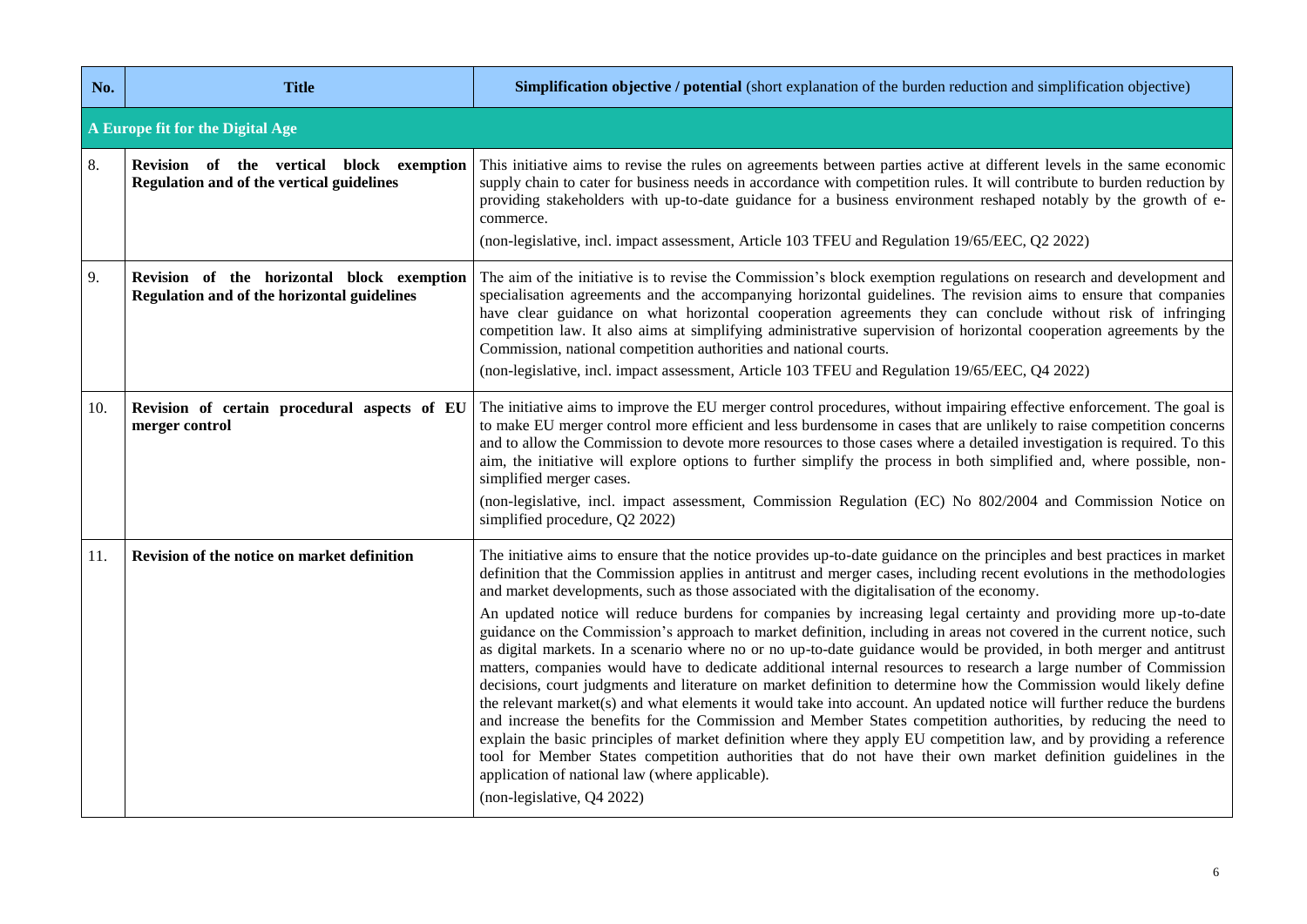| No. | Title | **Simplification objective / potential** (short explanation of the burden reduction and simplification objective) |
|---|---|---|
| **A Europe fit for the Digital Age** | | |
| 8. | **Revision of the vertical block exemption Regulation and of the vertical guidelines** | This initiative aims to revise the rules on agreements between parties active at different levels in the same economic supply chain to cater for business needs in accordance with competition rules. It will contribute to burden reduction by providing stakeholders with up-to-date guidance for a business environment reshaped notably by the growth of e-commerce.<br><br>(non-legislative, incl. impact assessment, Article 103 TFEU and Regulation 19/65/EEC, Q2 2022) |
| 9. | **Revision of the horizontal block exemption Regulation and of the horizontal guidelines** | The aim of the initiative is to revise the Commission's block exemption regulations on research and development and specialisation agreements and the accompanying horizontal guidelines. The revision aims to ensure that companies have clear guidance on what horizontal cooperation agreements they can conclude without risk of infringing competition law. It also aims at simplifying administrative supervision of horizontal cooperation agreements by the Commission, national competition authorities and national courts.<br><br>(non-legislative, incl. impact assessment, Article 103 TFEU and Regulation 19/65/EEC, Q4 2022) |
| 10. | **Revision of certain procedural aspects of EU merger control** | The initiative aims to improve the EU merger control procedures, without impairing effective enforcement. The goal is to make EU merger control more efficient and less burdensome in cases that are unlikely to raise competition concerns and to allow the Commission to devote more resources to those cases where a detailed investigation is required. To this aim, the initiative will explore options to further simplify the process in both simplified and, where possible, non-simplified merger cases.<br><br>(non-legislative, incl. impact assessment, Commission Regulation (EC) No 802/2004 and Commission Notice on simplified procedure, Q2 2022) |
| 11. | **Revision of the notice on market definition** | The initiative aims to ensure that the notice provides up-to-date guidance on the principles and best practices in market definition that the Commission applies in antitrust and merger cases, including recent evolutions in the methodologies and market developments, such as those associated with the digitalisation of the economy.<br><br>An updated notice will reduce burdens for companies by increasing legal certainty and providing more up-to-date guidance on the Commission's approach to market definition, including in areas not covered in the current notice, such as digital markets. In a scenario where no or no up-to-date guidance would be provided, in both merger and antitrust matters, companies would have to dedicate additional internal resources to research a large number of Commission decisions, court judgments and literature on market definition to determine how the Commission would likely define the relevant market(s) and what elements it would take into account. An updated notice will further reduce the burdens and increase the benefits for the Commission and Member States competition authorities, by reducing the need to explain the basic principles of market definition where they apply EU competition law, and by providing a reference tool for Member States competition authorities that do not have their own market definition guidelines in the application of national law (where applicable).<br><br>(non-legislative, Q4 2022) |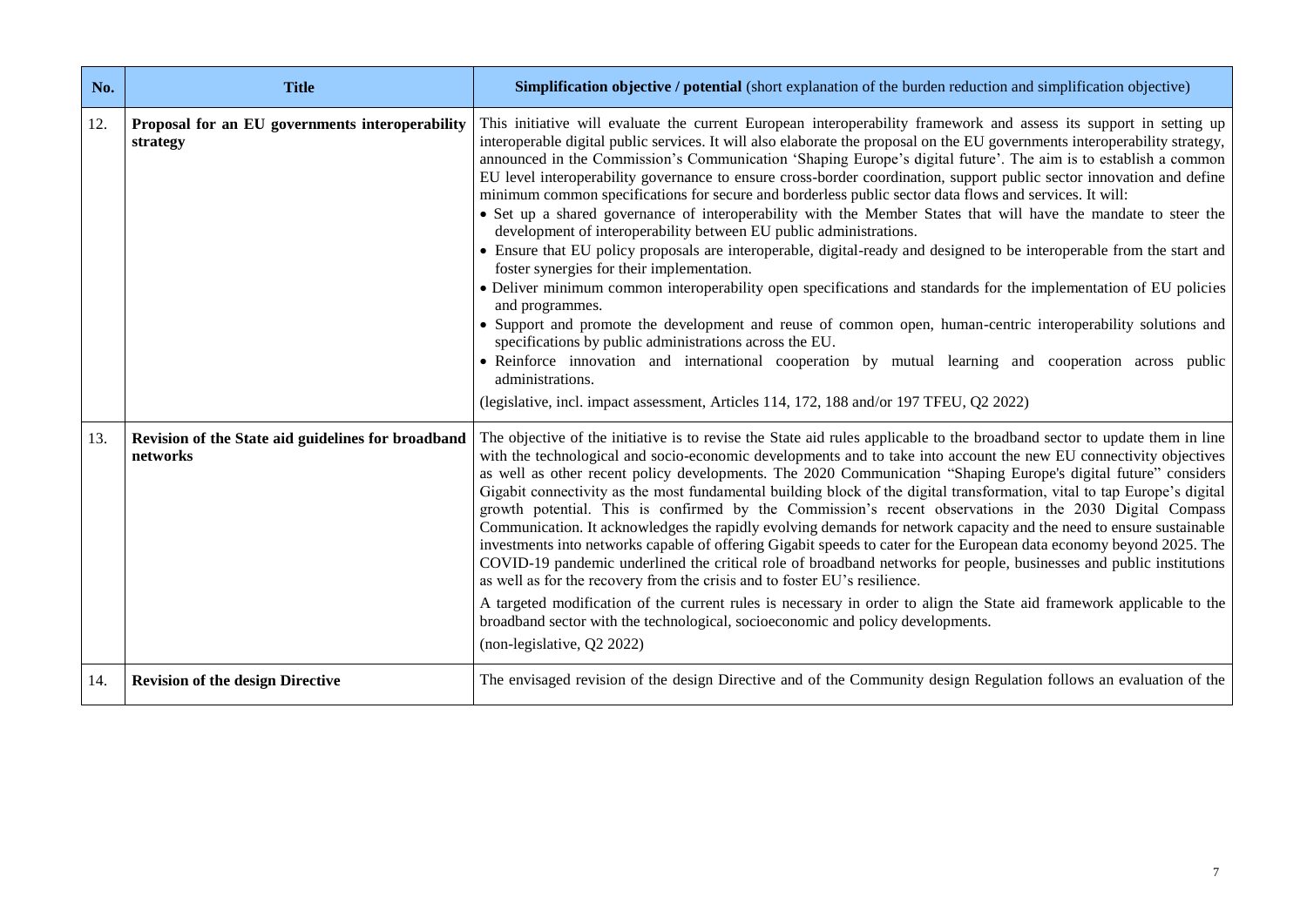| No. | Title | Simplification objective / potential (short explanation of the burden reduction and simplification objective) |
| --- | --- | --- |
| 12. | **Proposal for an EU governments interoperability strategy** | This initiative will evaluate the current European interoperability framework and assess its support in setting up interoperable digital public services. It will also elaborate the proposal on the EU governments interoperability strategy, announced in the Commission's Communication 'Shaping Europe's digital future'. The aim is to establish a common EU level interoperability governance to ensure cross-border coordination, support public sector innovation and define minimum common specifications for secure and borderless public sector data flows and services. It will:<br>• Set up a shared governance of interoperability with the Member States that will have the mandate to steer the development of interoperability between EU public administrations.<br>• Ensure that EU policy proposals are interoperable, digital-ready and designed to be interoperable from the start and foster synergies for their implementation.<br>• Deliver minimum common interoperability open specifications and standards for the implementation of EU policies and programmes.<br>• Support and promote the development and reuse of common open, human-centric interoperability solutions and specifications by public administrations across the EU.<br>• Reinforce innovation and international cooperation by mutual learning and cooperation across public administrations.<br>(legislative, incl. impact assessment, Articles 114, 172, 188 and/or 197 TFEU, Q2 2022) |
| 13. | **Revision of the State aid guidelines for broadband networks** | The objective of the initiative is to revise the State aid rules applicable to the broadband sector to update them in line with the technological and socio-economic developments and to take into account the new EU connectivity objectives as well as other recent policy developments. The 2020 Communication "Shaping Europe's digital future" considers Gigabit connectivity as the most fundamental building block of the digital transformation, vital to tap Europe's digital growth potential. This is confirmed by the Commission's recent observations in the 2030 Digital Compass Communication. It acknowledges the rapidly evolving demands for network capacity and the need to ensure sustainable investments into networks capable of offering Gigabit speeds to cater for the European data economy beyond 2025. The COVID-19 pandemic underlined the critical role of broadband networks for people, businesses and public institutions as well as for the recovery from the crisis and to foster EU's resilience.<br>A targeted modification of the current rules is necessary in order to align the State aid framework applicable to the broadband sector with the technological, socioeconomic and policy developments.<br>(non-legislative, Q2 2022) |
| 14. | **Revision of the design Directive** | The envisaged revision of the design Directive and of the Community design Regulation follows an evaluation of the |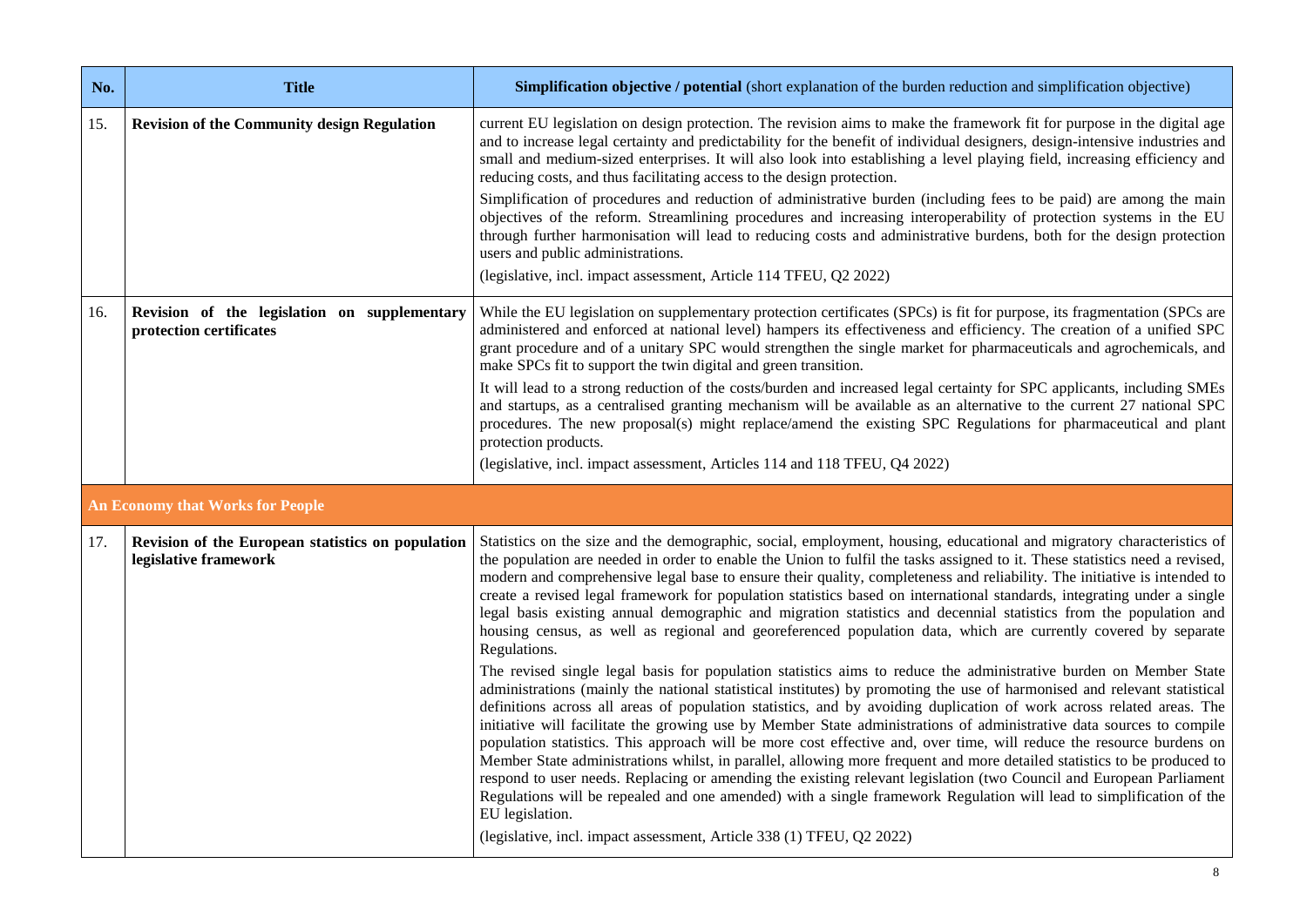| No. | Title | **Simplification objective / potential** (short explanation of the burden reduction and simplification objective) |
|---|---|---|
| 15. | **Revision of the Community design Regulation** | current EU legislation on design protection. The revision aims to make the framework fit for purpose in the digital age and to increase legal certainty and predictability for the benefit of individual designers, design-intensive industries and small and medium-sized enterprises. It will also look into establishing a level playing field, increasing efficiency and reducing costs, and thus facilitating access to the design protection.<br><br>Simplification of procedures and reduction of administrative burden (including fees to be paid) are among the main objectives of the reform. Streamlining procedures and increasing interoperability of protection systems in the EU through further harmonisation will lead to reducing costs and administrative burdens, both for the design protection users and public administrations.<br><br>(legislative, incl. impact assessment, Article 114 TFEU, Q2 2022) |
| 16. | **Revision of the legislation on supplementary protection certificates** | While the EU legislation on supplementary protection certificates (SPCs) is fit for purpose, its fragmentation (SPCs are administered and enforced at national level) hampers its effectiveness and efficiency. The creation of a unified SPC grant procedure and of a unitary SPC would strengthen the single market for pharmaceuticals and agrochemicals, and make SPCs fit to support the twin digital and green transition.<br><br>It will lead to a strong reduction of the costs/burden and increased legal certainty for SPC applicants, including SMEs and startups, as a centralised granting mechanism will be available as an alternative to the current 27 national SPC procedures. The new proposal(s) might replace/amend the existing SPC Regulations for pharmaceutical and plant protection products.<br><br>(legislative, incl. impact assessment, Articles 114 and 118 TFEU, Q4 2022) |
| **An Economy that Works for People** | | |
| 17. | **Revision of the European statistics on population legislative framework** | Statistics on the size and the demographic, social, employment, housing, educational and migratory characteristics of the population are needed in order to enable the Union to fulfil the tasks assigned to it. These statistics need a revised, modern and comprehensive legal base to ensure their quality, completeness and reliability. The initiative is intended to create a revised legal framework for population statistics based on international standards, integrating under a single legal basis existing annual demographic and migration statistics and decennial statistics from the population and housing census, as well as regional and georeferenced population data, which are currently covered by separate Regulations.<br><br>The revised single legal basis for population statistics aims to reduce the administrative burden on Member State administrations (mainly the national statistical institutes) by promoting the use of harmonised and relevant statistical definitions across all areas of population statistics, and by avoiding duplication of work across related areas. The initiative will facilitate the growing use by Member State administrations of administrative data sources to compile population statistics. This approach will be more cost effective and, over time, will reduce the resource burdens on Member State administrations whilst, in parallel, allowing more frequent and more detailed statistics to be produced to respond to user needs. Replacing or amending the existing relevant legislation (two Council and European Parliament Regulations will be repealed and one amended) with a single framework Regulation will lead to simplification of the EU legislation.<br><br>(legislative, incl. impact assessment, Article 338 (1) TFEU, Q2 2022) |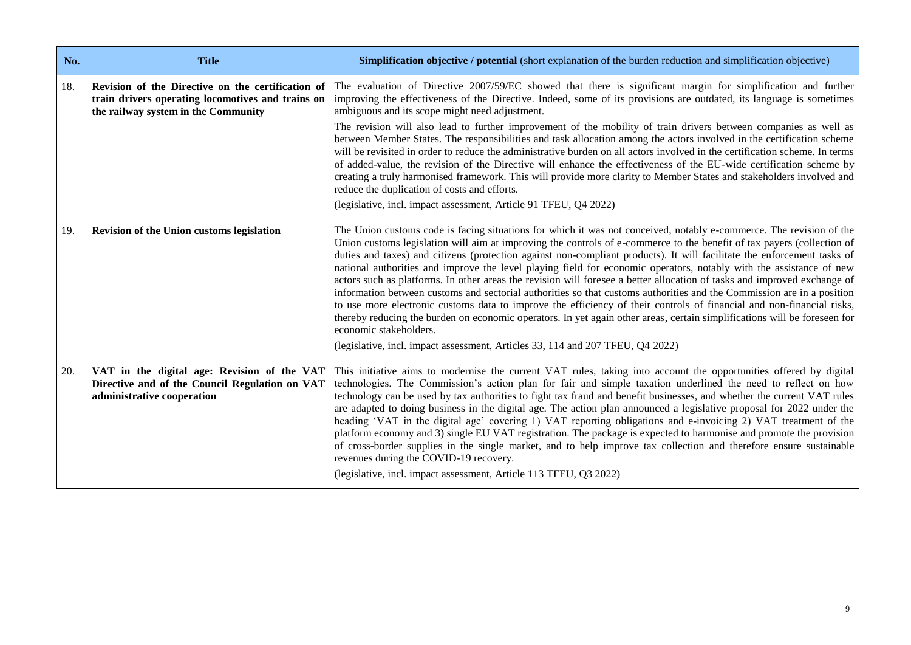| No. | Title | Simplification objective / potential (short explanation of the burden reduction and simplification objective) |
|---|---|---|
| 18. | **Revision of the Directive on the certification of train drivers operating locomotives and trains on the railway system in the Community** | The evaluation of Directive 2007/59/EC showed that there is significant margin for simplification and further improving the effectiveness of the Directive. Indeed, some of its provisions are outdated, its language is sometimes ambiguous and its scope might need adjustment.<br><br>The revision will also lead to further improvement of the mobility of train drivers between companies as well as between Member States. The responsibilities and task allocation among the actors involved in the certification scheme will be revisited in order to reduce the administrative burden on all actors involved in the certification scheme. In terms of added-value, the revision of the Directive will enhance the effectiveness of the EU-wide certification scheme by creating a truly harmonised framework. This will provide more clarity to Member States and stakeholders involved and reduce the duplication of costs and efforts.<br><br>(legislative, incl. impact assessment, Article 91 TFEU, Q4 2022) |
| 19. | **Revision of the Union customs legislation** | The Union customs code is facing situations for which it was not conceived, notably e-commerce. The revision of the Union customs legislation will aim at improving the controls of e-commerce to the benefit of tax payers (collection of duties and taxes) and citizens (protection against non-compliant products). It will facilitate the enforcement tasks of national authorities and improve the level playing field for economic operators, notably with the assistance of new actors such as platforms. In other areas the revision will foresee a better allocation of tasks and improved exchange of information between customs and sectorial authorities so that customs authorities and the Commission are in a position to use more electronic customs data to improve the efficiency of their controls of financial and non-financial risks, thereby reducing the burden on economic operators. In yet again other areas, certain simplifications will be foreseen for economic stakeholders.<br><br>(legislative, incl. impact assessment, Articles 33, 114 and 207 TFEU, Q4 2022) |
| 20. | **VAT in the digital age: Revision of the VAT Directive and of the Council Regulation on VAT administrative cooperation** | This initiative aims to modernise the current VAT rules, taking into account the opportunities offered by digital technologies. The Commission's action plan for fair and simple taxation underlined the need to reflect on how technology can be used by tax authorities to fight tax fraud and benefit businesses, and whether the current VAT rules are adapted to doing business in the digital age. The action plan announced a legislative proposal for 2022 under the heading 'VAT in the digital age' covering 1) VAT reporting obligations and e-invoicing 2) VAT treatment of the platform economy and 3) single EU VAT registration. The package is expected to harmonise and promote the provision of cross-border supplies in the single market, and to help improve tax collection and therefore ensure sustainable revenues during the COVID-19 recovery.<br><br>(legislative, incl. impact assessment, Article 113 TFEU, Q3 2022) |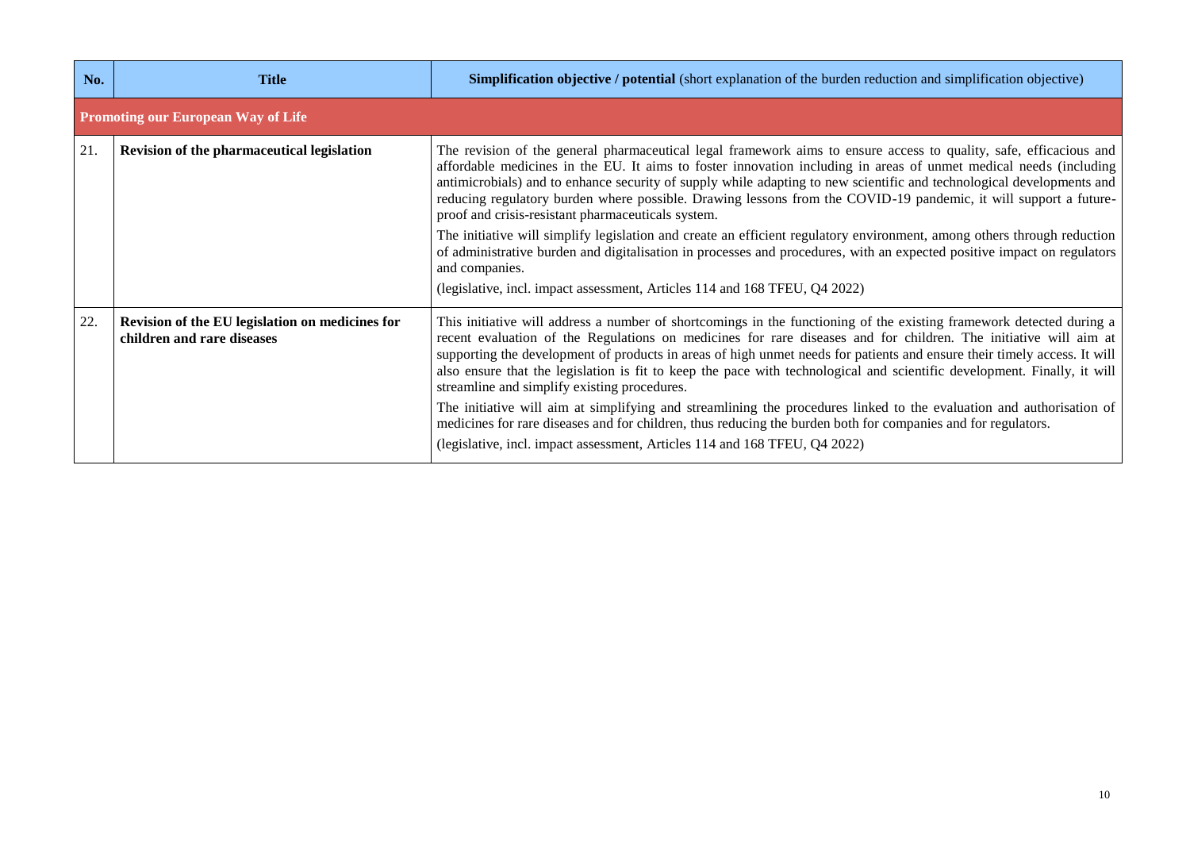| No. | Title | **Simplification objective / potential** (short explanation of the burden reduction and simplification objective) |
|---|---|---|
| **Promoting our European Way of Life** | | |
| 21. | **Revision of the pharmaceutical legislation** | The revision of the general pharmaceutical legal framework aims to ensure access to quality, safe, efficacious and affordable medicines in the EU. It aims to foster innovation including in areas of unmet medical needs (including antimicrobials) and to enhance security of supply while adapting to new scientific and technological developments and reducing regulatory burden where possible. Drawing lessons from the COVID-19 pandemic, it will support a future-proof and crisis-resistant pharmaceuticals system.<br><br>The initiative will simplify legislation and create an efficient regulatory environment, among others through reduction of administrative burden and digitalisation in processes and procedures, with an expected positive impact on regulators and companies.<br><br>(legislative, incl. impact assessment, Articles 114 and 168 TFEU, Q4 2022) |
| 22. | **Revision of the EU legislation on medicines for children and rare diseases** | This initiative will address a number of shortcomings in the functioning of the existing framework detected during a recent evaluation of the Regulations on medicines for rare diseases and for children. The initiative will aim at supporting the development of products in areas of high unmet needs for patients and ensure their timely access. It will also ensure that the legislation is fit to keep the pace with technological and scientific development. Finally, it will streamline and simplify existing procedures.<br><br>The initiative will aim at simplifying and streamlining the procedures linked to the evaluation and authorisation of medicines for rare diseases and for children, thus reducing the burden both for companies and for regulators.<br><br>(legislative, incl. impact assessment, Articles 114 and 168 TFEU, Q4 2022) |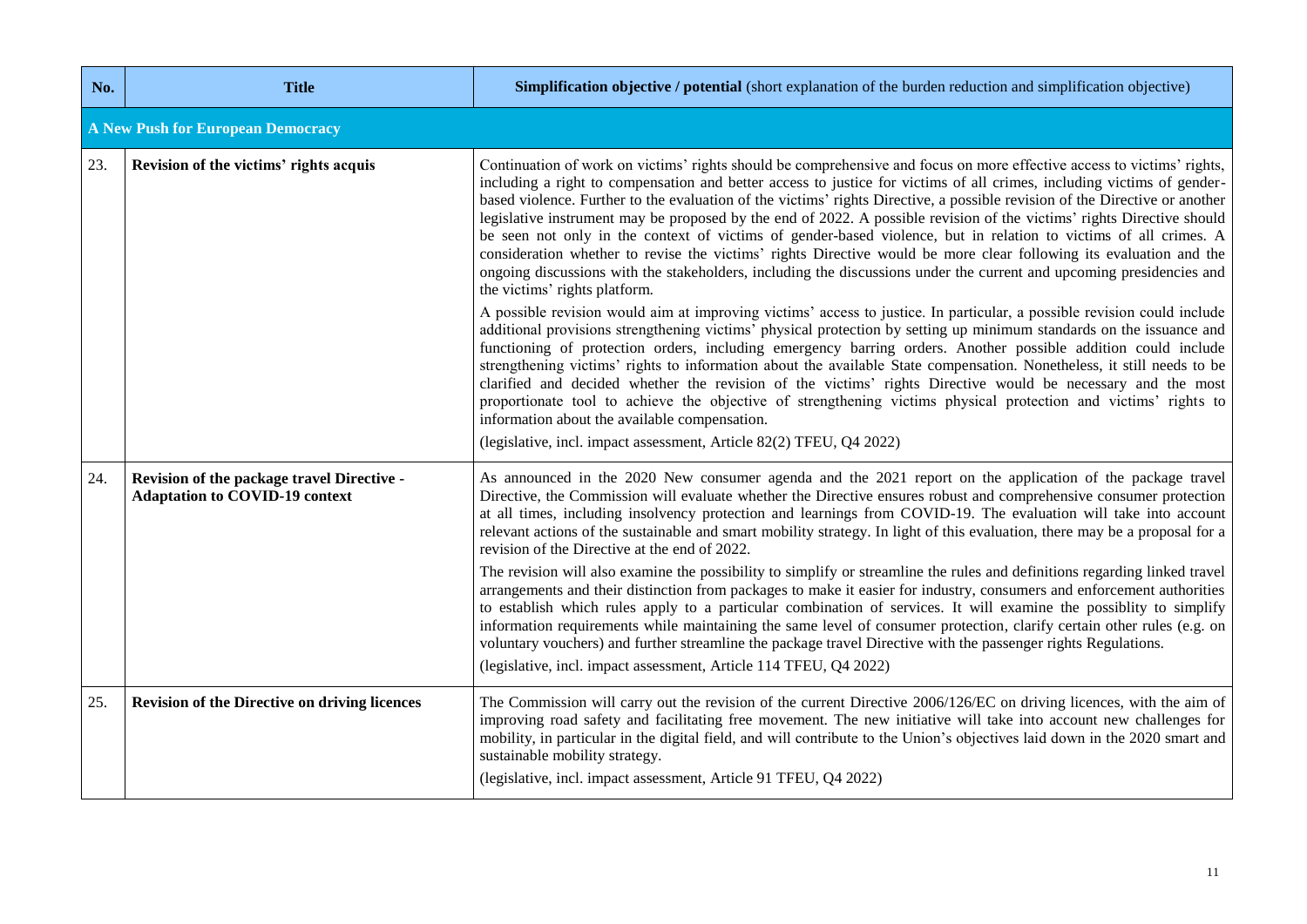| No. | Title | **Simplification objective / potential** (short explanation of the burden reduction and simplification objective) |
|---|---|---|
| **A New Push for European Democracy** | | |
| 23. | **Revision of the victims' rights acquis** | Continuation of work on victims' rights should be comprehensive and focus on more effective access to victims' rights, including a right to compensation and better access to justice for victims of all crimes, including victims of gender-based violence. Further to the evaluation of the victims' rights Directive, a possible revision of the Directive or another legislative instrument may be proposed by the end of 2022. A possible revision of the victims' rights Directive should be seen not only in the context of victims of gender-based violence, but in relation to victims of all crimes. A consideration whether to revise the victims' rights Directive would be more clear following its evaluation and the ongoing discussions with the stakeholders, including the discussions under the current and upcoming presidencies and the victims' rights platform.<br><br>A possible revision would aim at improving victims' access to justice. In particular, a possible revision could include additional provisions strengthening victims' physical protection by setting up minimum standards on the issuance and functioning of protection orders, including emergency barring orders. Another possible addition could include strengthening victims' rights to information about the available State compensation. Nonetheless, it still needs to be clarified and decided whether the revision of the victims' rights Directive would be necessary and the most proportionate tool to achieve the objective of strengthening victims physical protection and victims' rights to information about the available compensation.<br><br>(legislative, incl. impact assessment, Article 82(2) TFEU, Q4 2022) |
| 24. | **Revision of the package travel Directive - Adaptation to COVID-19 context** | As announced in the 2020 New consumer agenda and the 2021 report on the application of the package travel Directive, the Commission will evaluate whether the Directive ensures robust and comprehensive consumer protection at all times, including insolvency protection and learnings from COVID-19. The evaluation will take into account relevant actions of the sustainable and smart mobility strategy. In light of this evaluation, there may be a proposal for a revision of the Directive at the end of 2022.<br><br>The revision will also examine the possibility to simplify or streamline the rules and definitions regarding linked travel arrangements and their distinction from packages to make it easier for industry, consumers and enforcement authorities to establish which rules apply to a particular combination of services. It will examine the possiblity to simplify information requirements while maintaining the same level of consumer protection, clarify certain other rules (e.g. on voluntary vouchers) and further streamline the package travel Directive with the passenger rights Regulations.<br><br>(legislative, incl. impact assessment, Article 114 TFEU, Q4 2022) |
| 25. | **Revision of the Directive on driving licences** | The Commission will carry out the revision of the current Directive 2006/126/EC on driving licences, with the aim of improving road safety and facilitating free movement. The new initiative will take into account new challenges for mobility, in particular in the digital field, and will contribute to the Union's objectives laid down in the 2020 smart and sustainable mobility strategy.<br><br>(legislative, incl. impact assessment, Article 91 TFEU, Q4 2022) |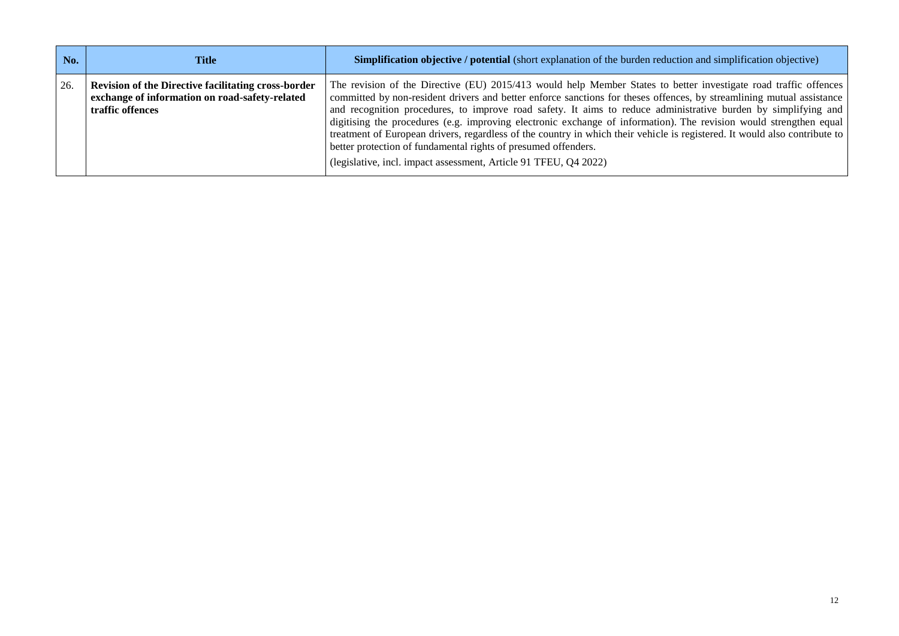| No. | Title | **Simplification objective / potential** (short explanation of the burden reduction and simplification objective) |
|---|---|---|
| 26. | **Revision of the Directive facilitating cross-border exchange of information on road-safety-related traffic offences** | The revision of the Directive (EU) 2015/413 would help Member States to better investigate road traffic offences committed by non-resident drivers and better enforce sanctions for theses offences, by streamlining mutual assistance and recognition procedures, to improve road safety. It aims to reduce administrative burden by simplifying and digitising the procedures (e.g. improving electronic exchange of information). The revision would strengthen equal treatment of European drivers, regardless of the country in which their vehicle is registered. It would also contribute to better protection of fundamental rights of presumed offenders.<br><br>(legislative, incl. impact assessment, Article 91 TFEU, Q4 2022) |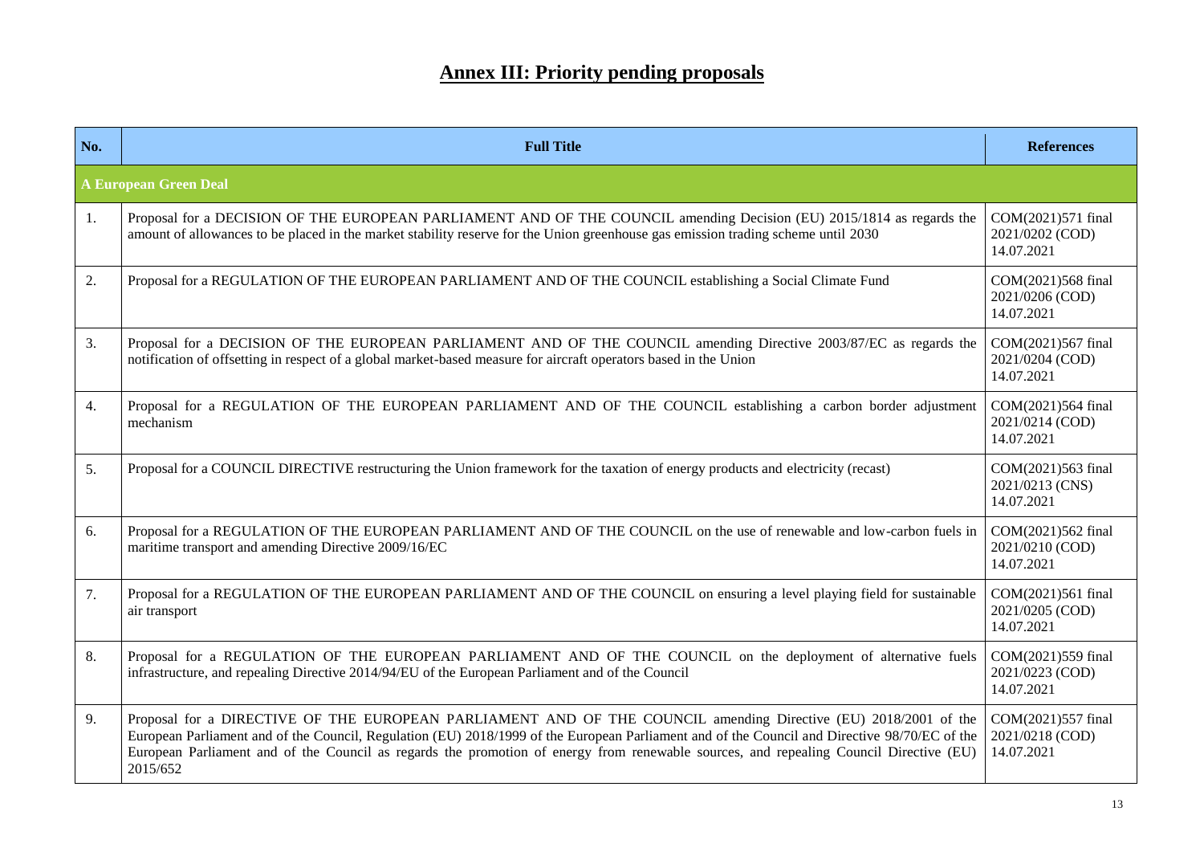# Annex III: Priority pending proposals

| No. | Full Title | References |
|---|---|---|
| **A European Green Deal** | | |
| 1. | Proposal for a DECISION OF THE EUROPEAN PARLIAMENT AND OF THE COUNCIL amending Decision (EU) 2015/1814 as regards the amount of allowances to be placed in the market stability reserve for the Union greenhouse gas emission trading scheme until 2030 | COM(2021)571 final 2021/0202 (COD) 14.07.2021 |
| 2. | Proposal for a REGULATION OF THE EUROPEAN PARLIAMENT AND OF THE COUNCIL establishing a Social Climate Fund | COM(2021)568 final 2021/0206 (COD) 14.07.2021 |
| 3. | Proposal for a DECISION OF THE EUROPEAN PARLIAMENT AND OF THE COUNCIL amending Directive 2003/87/EC as regards the notification of offsetting in respect of a global market-based measure for aircraft operators based in the Union | COM(2021)567 final 2021/0204 (COD) 14.07.2021 |
| 4. | Proposal for a REGULATION OF THE EUROPEAN PARLIAMENT AND OF THE COUNCIL establishing a carbon border adjustment mechanism | COM(2021)564 final 2021/0214 (COD) 14.07.2021 |
| 5. | Proposal for a COUNCIL DIRECTIVE restructuring the Union framework for the taxation of energy products and electricity (recast) | COM(2021)563 final 2021/0213 (CNS) 14.07.2021 |
| 6. | Proposal for a REGULATION OF THE EUROPEAN PARLIAMENT AND OF THE COUNCIL on the use of renewable and low-carbon fuels in maritime transport and amending Directive 2009/16/EC | COM(2021)562 final 2021/0210 (COD) 14.07.2021 |
| 7. | Proposal for a REGULATION OF THE EUROPEAN PARLIAMENT AND OF THE COUNCIL on ensuring a level playing field for sustainable air transport | COM(2021)561 final 2021/0205 (COD) 14.07.2021 |
| 8. | Proposal for a REGULATION OF THE EUROPEAN PARLIAMENT AND OF THE COUNCIL on the deployment of alternative fuels infrastructure, and repealing Directive 2014/94/EU of the European Parliament and of the Council | COM(2021)559 final 2021/0223 (COD) 14.07.2021 |
| 9. | Proposal for a DIRECTIVE OF THE EUROPEAN PARLIAMENT AND OF THE COUNCIL amending Directive (EU) 2018/2001 of the European Parliament and of the Council, Regulation (EU) 2018/1999 of the European Parliament and of the Council and Directive 98/70/EC of the European Parliament and of the Council as regards the promotion of energy from renewable sources, and repealing Council Directive (EU) 2015/652 | COM(2021)557 final 2021/0218 (COD) 14.07.2021 |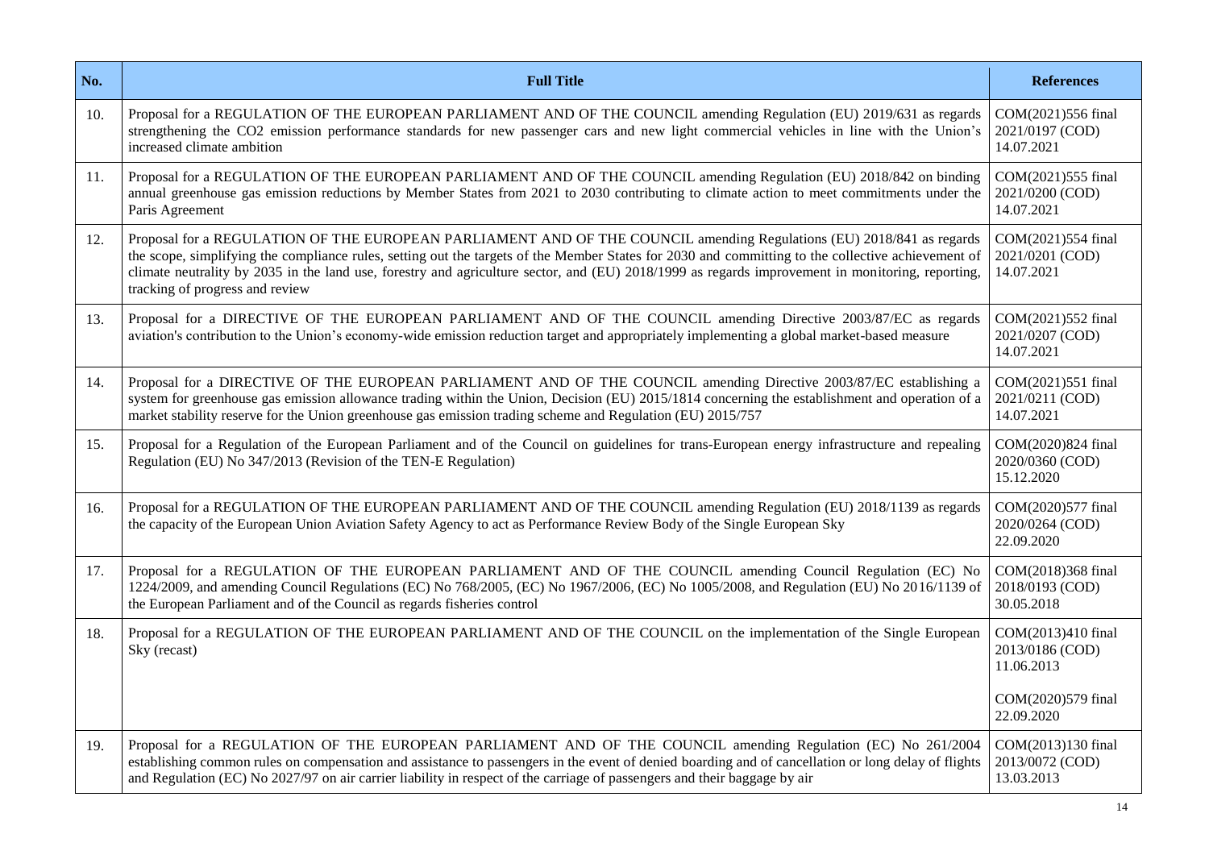| No. | Full Title | References |
|---|---|---|
| 10. | Proposal for a REGULATION OF THE EUROPEAN PARLIAMENT AND OF THE COUNCIL amending Regulation (EU) 2019/631 as regards strengthening the CO2 emission performance standards for new passenger cars and new light commercial vehicles in line with the Union's increased climate ambition | COM(2021)556 final 2021/0197 (COD) 14.07.2021 |
| 11. | Proposal for a REGULATION OF THE EUROPEAN PARLIAMENT AND OF THE COUNCIL amending Regulation (EU) 2018/842 on binding annual greenhouse gas emission reductions by Member States from 2021 to 2030 contributing to climate action to meet commitments under the Paris Agreement | COM(2021)555 final 2021/0200 (COD) 14.07.2021 |
| 12. | Proposal for a REGULATION OF THE EUROPEAN PARLIAMENT AND OF THE COUNCIL amending Regulations (EU) 2018/841 as regards the scope, simplifying the compliance rules, setting out the targets of the Member States for 2030 and committing to the collective achievement of climate neutrality by 2035 in the land use, forestry and agriculture sector, and (EU) 2018/1999 as regards improvement in monitoring, reporting, tracking of progress and review | COM(2021)554 final 2021/0201 (COD) 14.07.2021 |
| 13. | Proposal for a DIRECTIVE OF THE EUROPEAN PARLIAMENT AND OF THE COUNCIL amending Directive 2003/87/EC as regards aviation's contribution to the Union's economy-wide emission reduction target and appropriately implementing a global market-based measure | COM(2021)552 final 2021/0207 (COD) 14.07.2021 |
| 14. | Proposal for a DIRECTIVE OF THE EUROPEAN PARLIAMENT AND OF THE COUNCIL amending Directive 2003/87/EC establishing a system for greenhouse gas emission allowance trading within the Union, Decision (EU) 2015/1814 concerning the establishment and operation of a market stability reserve for the Union greenhouse gas emission trading scheme and Regulation (EU) 2015/757 | COM(2021)551 final 2021/0211 (COD) 14.07.2021 |
| 15. | Proposal for a Regulation of the European Parliament and of the Council on guidelines for trans-European energy infrastructure and repealing Regulation (EU) No 347/2013 (Revision of the TEN-E Regulation) | COM(2020)824 final 2020/0360 (COD) 15.12.2020 |
| 16. | Proposal for a REGULATION OF THE EUROPEAN PARLIAMENT AND OF THE COUNCIL amending Regulation (EU) 2018/1139 as regards the capacity of the European Union Aviation Safety Agency to act as Performance Review Body of the Single European Sky | COM(2020)577 final 2020/0264 (COD) 22.09.2020 |
| 17. | Proposal for a REGULATION OF THE EUROPEAN PARLIAMENT AND OF THE COUNCIL amending Council Regulation (EC) No 1224/2009, and amending Council Regulations (EC) No 768/2005, (EC) No 1967/2006, (EC) No 1005/2008, and Regulation (EU) No 2016/1139 of the European Parliament and of the Council as regards fisheries control | COM(2018)368 final 2018/0193 (COD) 30.05.2018 |
| 18. | Proposal for a REGULATION OF THE EUROPEAN PARLIAMENT AND OF THE COUNCIL on the implementation of the Single European Sky (recast) | COM(2013)410 final 2013/0186 (COD) 11.06.2013<br><br>COM(2020)579 final 22.09.2020 |
| 19. | Proposal for a REGULATION OF THE EUROPEAN PARLIAMENT AND OF THE COUNCIL amending Regulation (EC) No 261/2004 establishing common rules on compensation and assistance to passengers in the event of denied boarding and of cancellation or long delay of flights and Regulation (EC) No 2027/97 on air carrier liability in respect of the carriage of passengers and their baggage by air | COM(2013)130 final 2013/0072 (COD) 13.03.2013 |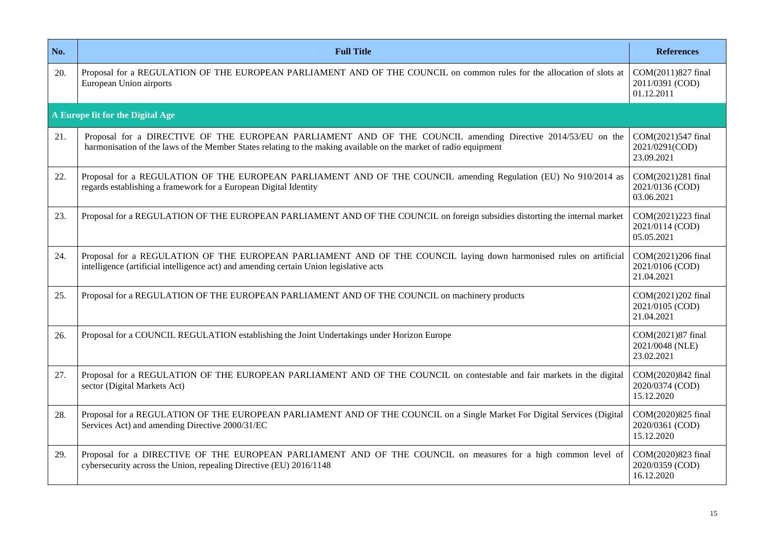| No. | Full Title | References |
| --- | --- | --- |
| 20. | Proposal for a REGULATION OF THE EUROPEAN PARLIAMENT AND OF THE COUNCIL on common rules for the allocation of slots at European Union airports | COM(2011)827 final 2011/0391 (COD) 01.12.2011 |
| **A Europe fit for the Digital Age** | | |
| 21. | Proposal for a DIRECTIVE OF THE EUROPEAN PARLIAMENT AND OF THE COUNCIL amending Directive 2014/53/EU on the harmonisation of the laws of the Member States relating to the making available on the market of radio equipment | COM(2021)547 final 2021/0291(COD) 23.09.2021 |
| 22. | Proposal for a REGULATION OF THE EUROPEAN PARLIAMENT AND OF THE COUNCIL amending Regulation (EU) No 910/2014 as regards establishing a framework for a European Digital Identity | COM(2021)281 final 2021/0136 (COD) 03.06.2021 |
| 23. | Proposal for a REGULATION OF THE EUROPEAN PARLIAMENT AND OF THE COUNCIL on foreign subsidies distorting the internal market | COM(2021)223 final 2021/0114 (COD) 05.05.2021 |
| 24. | Proposal for a REGULATION OF THE EUROPEAN PARLIAMENT AND OF THE COUNCIL laying down harmonised rules on artificial intelligence (artificial intelligence act) and amending certain Union legislative acts | COM(2021)206 final 2021/0106 (COD) 21.04.2021 |
| 25. | Proposal for a REGULATION OF THE EUROPEAN PARLIAMENT AND OF THE COUNCIL on machinery products | COM(2021)202 final 2021/0105 (COD) 21.04.2021 |
| 26. | Proposal for a COUNCIL REGULATION establishing the Joint Undertakings under Horizon Europe | COM(2021)87 final 2021/0048 (NLE) 23.02.2021 |
| 27. | Proposal for a REGULATION OF THE EUROPEAN PARLIAMENT AND OF THE COUNCIL on contestable and fair markets in the digital sector (Digital Markets Act) | COM(2020)842 final 2020/0374 (COD) 15.12.2020 |
| 28. | Proposal for a REGULATION OF THE EUROPEAN PARLIAMENT AND OF THE COUNCIL on a Single Market For Digital Services (Digital Services Act) and amending Directive 2000/31/EC | COM(2020)825 final 2020/0361 (COD) 15.12.2020 |
| 29. | Proposal for a DIRECTIVE OF THE EUROPEAN PARLIAMENT AND OF THE COUNCIL on measures for a high common level of cybersecurity across the Union, repealing Directive (EU) 2016/1148 | COM(2020)823 final 2020/0359 (COD) 16.12.2020 |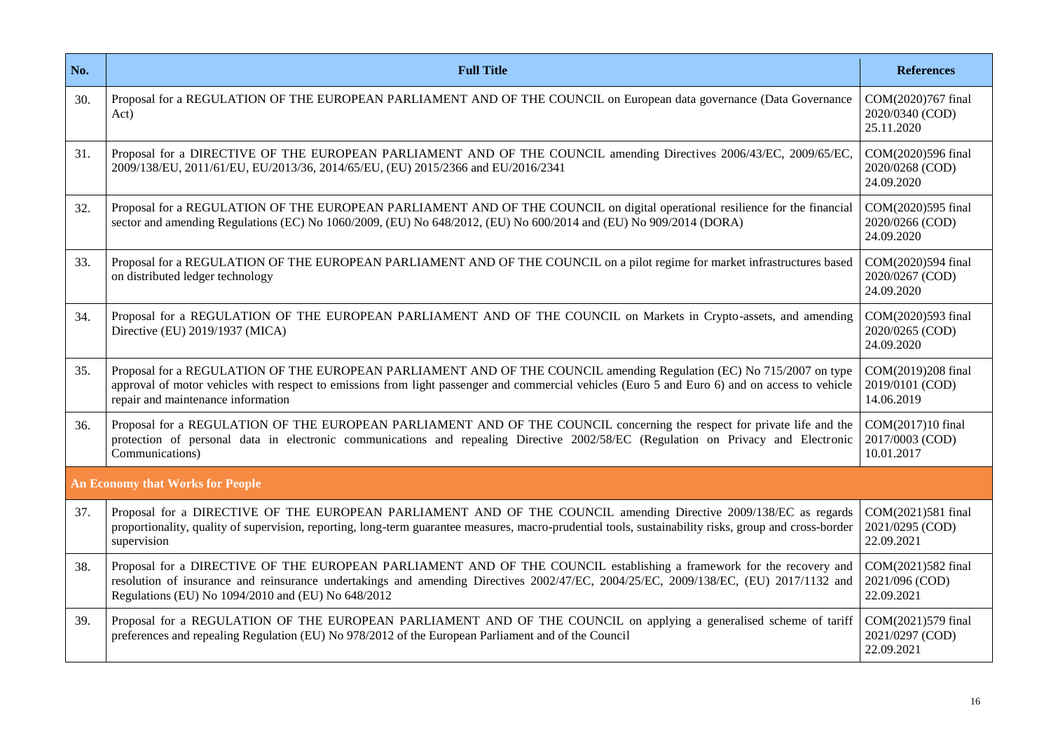| No. | Full Title | References |
| --- | --- | --- |
| 30. | Proposal for a REGULATION OF THE EUROPEAN PARLIAMENT AND OF THE COUNCIL on European data governance (Data Governance Act) | COM(2020)767 final 2020/0340 (COD) 25.11.2020 |
| 31. | Proposal for a DIRECTIVE OF THE EUROPEAN PARLIAMENT AND OF THE COUNCIL amending Directives 2006/43/EC, 2009/65/EC, 2009/138/EU, 2011/61/EU, EU/2013/36, 2014/65/EU, (EU) 2015/2366 and EU/2016/2341 | COM(2020)596 final 2020/0268 (COD) 24.09.2020 |
| 32. | Proposal for a REGULATION OF THE EUROPEAN PARLIAMENT AND OF THE COUNCIL on digital operational resilience for the financial sector and amending Regulations (EC) No 1060/2009, (EU) No 648/2012, (EU) No 600/2014 and (EU) No 909/2014 (DORA) | COM(2020)595 final 2020/0266 (COD) 24.09.2020 |
| 33. | Proposal for a REGULATION OF THE EUROPEAN PARLIAMENT AND OF THE COUNCIL on a pilot regime for market infrastructures based on distributed ledger technology | COM(2020)594 final 2020/0267 (COD) 24.09.2020 |
| 34. | Proposal for a REGULATION OF THE EUROPEAN PARLIAMENT AND OF THE COUNCIL on Markets in Crypto-assets, and amending Directive (EU) 2019/1937 (MICA) | COM(2020)593 final 2020/0265 (COD) 24.09.2020 |
| 35. | Proposal for a REGULATION OF THE EUROPEAN PARLIAMENT AND OF THE COUNCIL amending Regulation (EC) No 715/2007 on type approval of motor vehicles with respect to emissions from light passenger and commercial vehicles (Euro 5 and Euro 6) and on access to vehicle repair and maintenance information | COM(2019)208 final 2019/0101 (COD) 14.06.2019 |
| 36. | Proposal for a REGULATION OF THE EUROPEAN PARLIAMENT AND OF THE COUNCIL concerning the respect for private life and the protection of personal data in electronic communications and repealing Directive 2002/58/EC (Regulation on Privacy and Electronic Communications) | COM(2017)10 final 2017/0003 (COD) 10.01.2017 |
| **An Economy that Works for People** | | |
| 37. | Proposal for a DIRECTIVE OF THE EUROPEAN PARLIAMENT AND OF THE COUNCIL amending Directive 2009/138/EC as regards proportionality, quality of supervision, reporting, long-term guarantee measures, macro-prudential tools, sustainability risks, group and cross-border supervision | COM(2021)581 final 2021/0295 (COD) 22.09.2021 |
| 38. | Proposal for a DIRECTIVE OF THE EUROPEAN PARLIAMENT AND OF THE COUNCIL establishing a framework for the recovery and resolution of insurance and reinsurance undertakings and amending Directives 2002/47/EC, 2004/25/EC, 2009/138/EC, (EU) 2017/1132 and Regulations (EU) No 1094/2010 and (EU) No 648/2012 | COM(2021)582 final 2021/096 (COD) 22.09.2021 |
| 39. | Proposal for a REGULATION OF THE EUROPEAN PARLIAMENT AND OF THE COUNCIL on applying a generalised scheme of tariff preferences and repealing Regulation (EU) No 978/2012 of the European Parliament and of the Council | COM(2021)579 final 2021/0297 (COD) 22.09.2021 |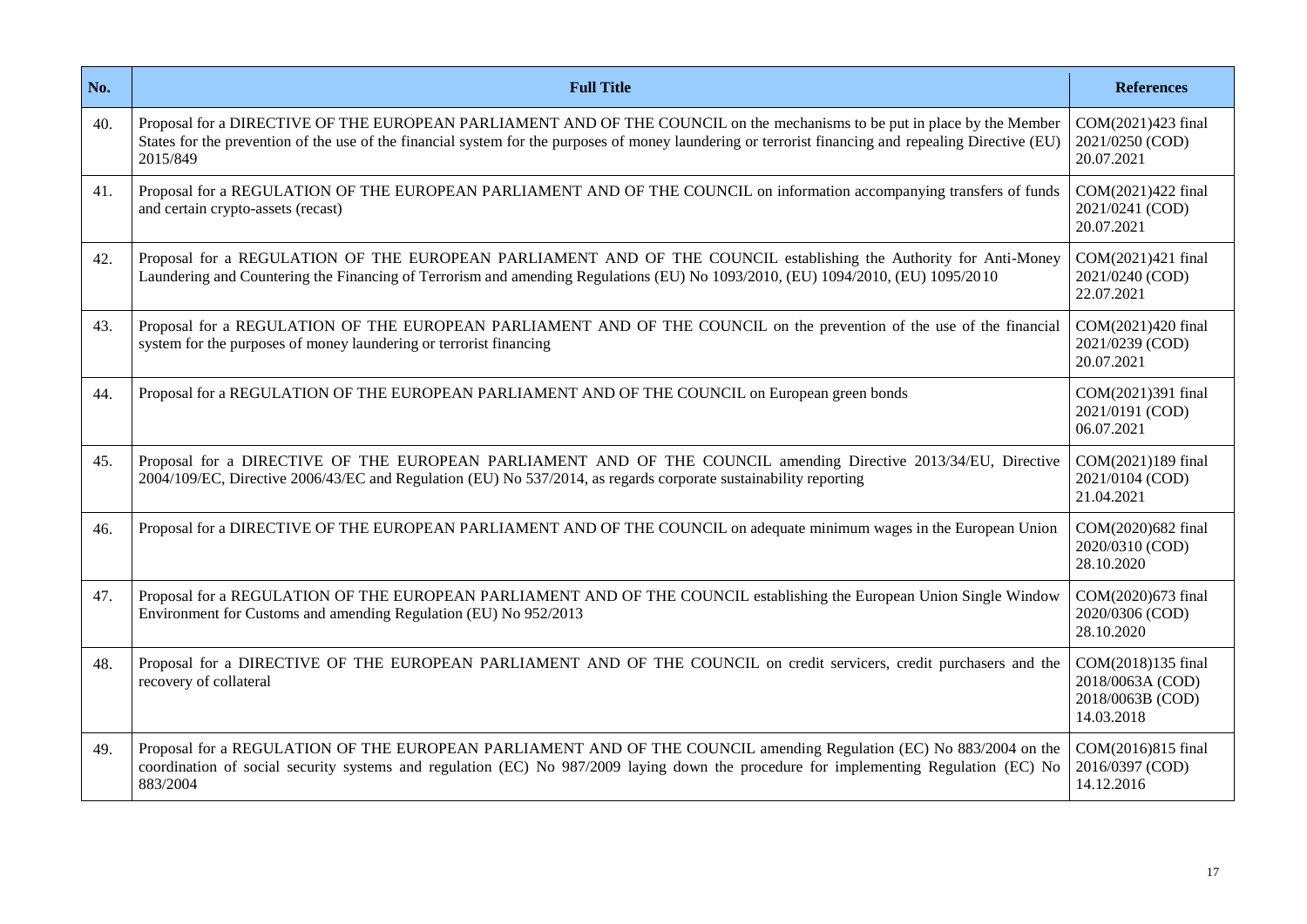| No. | Full Title | References |
|---|---|---|
| 40. | Proposal for a DIRECTIVE OF THE EUROPEAN PARLIAMENT AND OF THE COUNCIL on the mechanisms to be put in place by the Member States for the prevention of the use of the financial system for the purposes of money laundering or terrorist financing and repealing Directive (EU) 2015/849 | COM(2021)423 final 2021/0250 (COD) 20.07.2021 |
| 41. | Proposal for a REGULATION OF THE EUROPEAN PARLIAMENT AND OF THE COUNCIL on information accompanying transfers of funds and certain crypto-assets (recast) | COM(2021)422 final 2021/0241 (COD) 20.07.2021 |
| 42. | Proposal for a REGULATION OF THE EUROPEAN PARLIAMENT AND OF THE COUNCIL establishing the Authority for Anti-Money Laundering and Countering the Financing of Terrorism and amending Regulations (EU) No 1093/2010, (EU) 1094/2010, (EU) 1095/2010 | COM(2021)421 final 2021/0240 (COD) 22.07.2021 |
| 43. | Proposal for a REGULATION OF THE EUROPEAN PARLIAMENT AND OF THE COUNCIL on the prevention of the use of the financial system for the purposes of money laundering or terrorist financing | COM(2021)420 final 2021/0239 (COD) 20.07.2021 |
| 44. | Proposal for a REGULATION OF THE EUROPEAN PARLIAMENT AND OF THE COUNCIL on European green bonds | COM(2021)391 final 2021/0191 (COD) 06.07.2021 |
| 45. | Proposal for a DIRECTIVE OF THE EUROPEAN PARLIAMENT AND OF THE COUNCIL amending Directive 2013/34/EU, Directive 2004/109/EC, Directive 2006/43/EC and Regulation (EU) No 537/2014, as regards corporate sustainability reporting | COM(2021)189 final 2021/0104 (COD) 21.04.2021 |
| 46. | Proposal for a DIRECTIVE OF THE EUROPEAN PARLIAMENT AND OF THE COUNCIL on adequate minimum wages in the European Union | COM(2020)682 final 2020/0310 (COD) 28.10.2020 |
| 47. | Proposal for a REGULATION OF THE EUROPEAN PARLIAMENT AND OF THE COUNCIL establishing the European Union Single Window Environment for Customs and amending Regulation (EU) No 952/2013 | COM(2020)673 final 2020/0306 (COD) 28.10.2020 |
| 48. | Proposal for a DIRECTIVE OF THE EUROPEAN PARLIAMENT AND OF THE COUNCIL on credit servicers, credit purchasers and the recovery of collateral | COM(2018)135 final 2018/0063A (COD) 2018/0063B (COD) 14.03.2018 |
| 49. | Proposal for a REGULATION OF THE EUROPEAN PARLIAMENT AND OF THE COUNCIL amending Regulation (EC) No 883/2004 on the coordination of social security systems and regulation (EC) No 987/2009 laying down the procedure for implementing Regulation (EC) No 883/2004 | COM(2016)815 final 2016/0397 (COD) 14.12.2016 |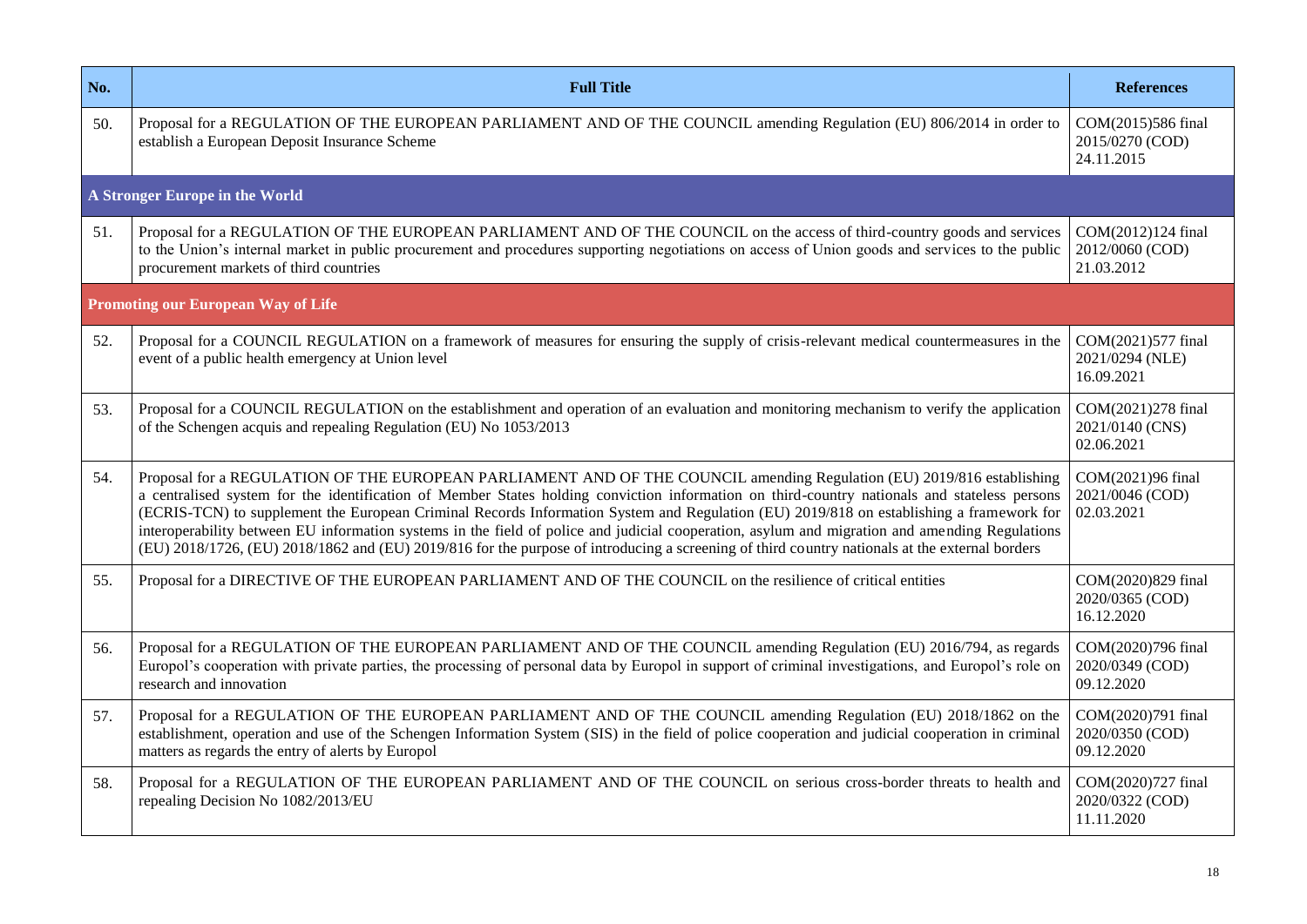| No. | Full Title | References |
| --- | --- | --- |
| 50. | Proposal for a REGULATION OF THE EUROPEAN PARLIAMENT AND OF THE COUNCIL amending Regulation (EU) 806/2014 in order to establish a European Deposit Insurance Scheme | COM(2015)586 final 2015/0270 (COD) 24.11.2015 |
| **A Stronger Europe in the World** | | |
| 51. | Proposal for a REGULATION OF THE EUROPEAN PARLIAMENT AND OF THE COUNCIL on the access of third-country goods and services to the Union's internal market in public procurement and procedures supporting negotiations on access of Union goods and services to the public procurement markets of third countries | COM(2012)124 final 2012/0060 (COD) 21.03.2012 |
| **Promoting our European Way of Life** | | |
| 52. | Proposal for a COUNCIL REGULATION on a framework of measures for ensuring the supply of crisis-relevant medical countermeasures in the event of a public health emergency at Union level | COM(2021)577 final 2021/0294 (NLE) 16.09.2021 |
| 53. | Proposal for a COUNCIL REGULATION on the establishment and operation of an evaluation and monitoring mechanism to verify the application of the Schengen acquis and repealing Regulation (EU) No 1053/2013 | COM(2021)278 final 2021/0140 (CNS) 02.06.2021 |
| 54. | Proposal for a REGULATION OF THE EUROPEAN PARLIAMENT AND OF THE COUNCIL amending Regulation (EU) 2019/816 establishing a centralised system for the identification of Member States holding conviction information on third-country nationals and stateless persons (ECRIS-TCN) to supplement the European Criminal Records Information System and Regulation (EU) 2019/818 on establishing a framework for interoperability between EU information systems in the field of police and judicial cooperation, asylum and migration and amending Regulations (EU) 2018/1726, (EU) 2018/1862 and (EU) 2019/816 for the purpose of introducing a screening of third country nationals at the external borders | COM(2021)96 final 2021/0046 (COD) 02.03.2021 |
| 55. | Proposal for a DIRECTIVE OF THE EUROPEAN PARLIAMENT AND OF THE COUNCIL on the resilience of critical entities | COM(2020)829 final 2020/0365 (COD) 16.12.2020 |
| 56. | Proposal for a REGULATION OF THE EUROPEAN PARLIAMENT AND OF THE COUNCIL amending Regulation (EU) 2016/794, as regards Europol's cooperation with private parties, the processing of personal data by Europol in support of criminal investigations, and Europol's role on research and innovation | COM(2020)796 final 2020/0349 (COD) 09.12.2020 |
| 57. | Proposal for a REGULATION OF THE EUROPEAN PARLIAMENT AND OF THE COUNCIL amending Regulation (EU) 2018/1862 on the establishment, operation and use of the Schengen Information System (SIS) in the field of police cooperation and judicial cooperation in criminal matters as regards the entry of alerts by Europol | COM(2020)791 final 2020/0350 (COD) 09.12.2020 |
| 58. | Proposal for a REGULATION OF THE EUROPEAN PARLIAMENT AND OF THE COUNCIL on serious cross-border threats to health and repealing Decision No 1082/2013/EU | COM(2020)727 final 2020/0322 (COD) 11.11.2020 |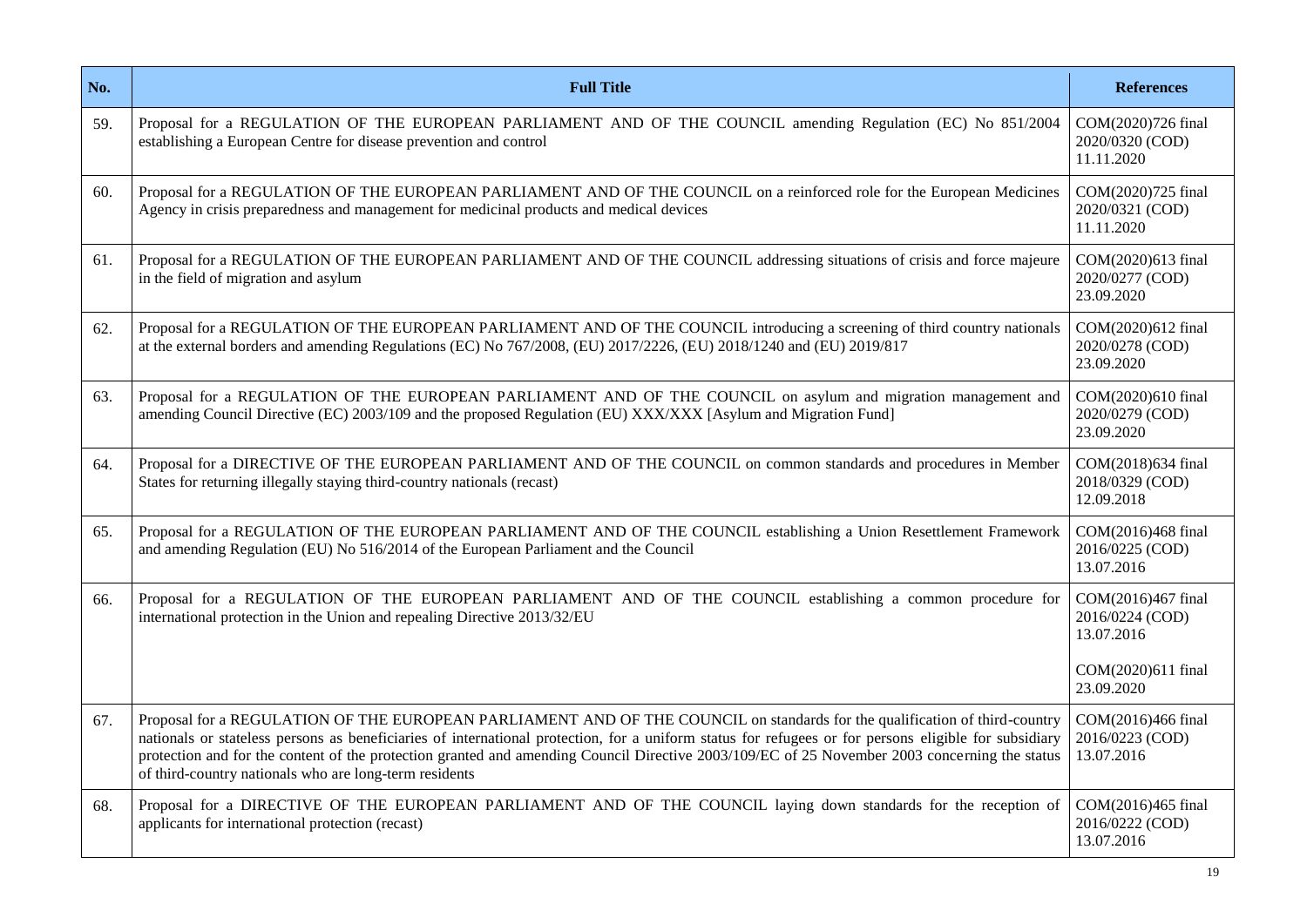| No. | Full Title | References |
|---|---|---|
| 59. | Proposal for a REGULATION OF THE EUROPEAN PARLIAMENT AND OF THE COUNCIL amending Regulation (EC) No 851/2004 establishing a European Centre for disease prevention and control | COM(2020)726 final<br>2020/0320 (COD)<br>11.11.2020 |
| 60. | Proposal for a REGULATION OF THE EUROPEAN PARLIAMENT AND OF THE COUNCIL on a reinforced role for the European Medicines Agency in crisis preparedness and management for medicinal products and medical devices | COM(2020)725 final<br>2020/0321 (COD)<br>11.11.2020 |
| 61. | Proposal for a REGULATION OF THE EUROPEAN PARLIAMENT AND OF THE COUNCIL addressing situations of crisis and force majeure in the field of migration and asylum | COM(2020)613 final<br>2020/0277 (COD)<br>23.09.2020 |
| 62. | Proposal for a REGULATION OF THE EUROPEAN PARLIAMENT AND OF THE COUNCIL introducing a screening of third country nationals at the external borders and amending Regulations (EC) No 767/2008, (EU) 2017/2226, (EU) 2018/1240 and (EU) 2019/817 | COM(2020)612 final<br>2020/0278 (COD)<br>23.09.2020 |
| 63. | Proposal for a REGULATION OF THE EUROPEAN PARLIAMENT AND OF THE COUNCIL on asylum and migration management and amending Council Directive (EC) 2003/109 and the proposed Regulation (EU) XXX/XXX [Asylum and Migration Fund] | COM(2020)610 final<br>2020/0279 (COD)<br>23.09.2020 |
| 64. | Proposal for a DIRECTIVE OF THE EUROPEAN PARLIAMENT AND OF THE COUNCIL on common standards and procedures in Member States for returning illegally staying third-country nationals (recast) | COM(2018)634 final<br>2018/0329 (COD)<br>12.09.2018 |
| 65. | Proposal for a REGULATION OF THE EUROPEAN PARLIAMENT AND OF THE COUNCIL establishing a Union Resettlement Framework and amending Regulation (EU) No 516/2014 of the European Parliament and the Council | COM(2016)468 final<br>2016/0225 (COD)<br>13.07.2016 |
| 66. | Proposal for a REGULATION OF THE EUROPEAN PARLIAMENT AND OF THE COUNCIL establishing a common procedure for international protection in the Union and repealing Directive 2013/32/EU | COM(2016)467 final<br>2016/0224 (COD)<br>13.07.2016<br><br>COM(2020)611 final<br>23.09.2020 |
| 67. | Proposal for a REGULATION OF THE EUROPEAN PARLIAMENT AND OF THE COUNCIL on standards for the qualification of third-country nationals or stateless persons as beneficiaries of international protection, for a uniform status for refugees or for persons eligible for subsidiary protection and for the content of the protection granted and amending Council Directive 2003/109/EC of 25 November 2003 concerning the status of third-country nationals who are long-term residents | COM(2016)466 final<br>2016/0223 (COD)<br>13.07.2016 |
| 68. | Proposal for a DIRECTIVE OF THE EUROPEAN PARLIAMENT AND OF THE COUNCIL laying down standards for the reception of applicants for international protection (recast) | COM(2016)465 final<br>2016/0222 (COD)<br>13.07.2016 |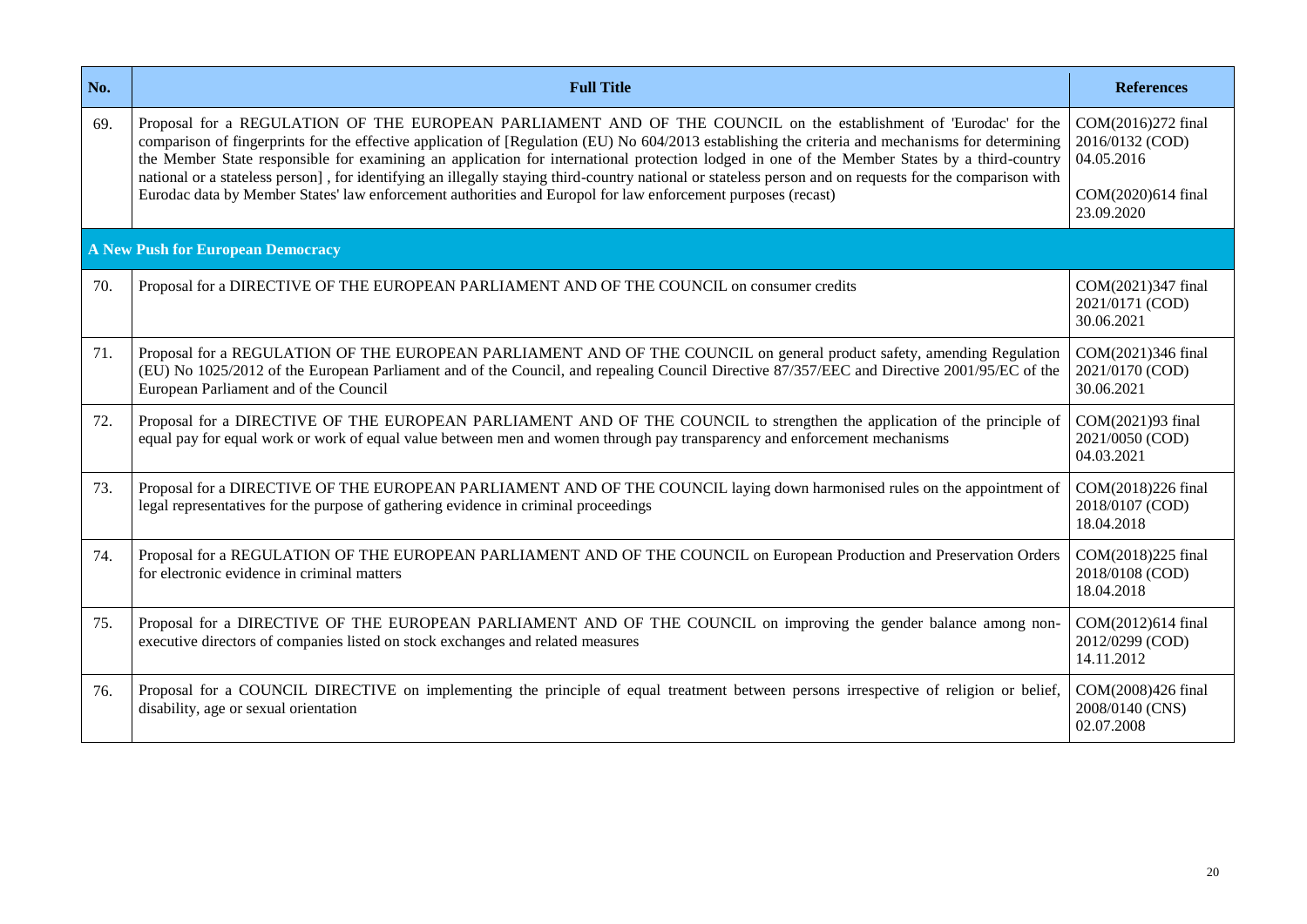| No. | Full Title | References |
| --- | --- | --- |
| 69. | Proposal for a REGULATION OF THE EUROPEAN PARLIAMENT AND OF THE COUNCIL on the establishment of 'Eurodac' for the comparison of fingerprints for the effective application of [Regulation (EU) No 604/2013 establishing the criteria and mechanisms for determining the Member State responsible for examining an application for international protection lodged in one of the Member States by a third-country national or a stateless person] , for identifying an illegally staying third-country national or stateless person and on requests for the comparison with Eurodac data by Member States' law enforcement authorities and Europol for law enforcement purposes (recast) | COM(2016)272 final 2016/0132 (COD) 04.05.2016 COM(2020)614 final 23.09.2020 |
| **A New Push for European Democracy** | | |
| 70. | Proposal for a DIRECTIVE OF THE EUROPEAN PARLIAMENT AND OF THE COUNCIL on consumer credits | COM(2021)347 final 2021/0171 (COD) 30.06.2021 |
| 71. | Proposal for a REGULATION OF THE EUROPEAN PARLIAMENT AND OF THE COUNCIL on general product safety, amending Regulation (EU) No 1025/2012 of the European Parliament and of the Council, and repealing Council Directive 87/357/EEC and Directive 2001/95/EC of the European Parliament and of the Council | COM(2021)346 final 2021/0170 (COD) 30.06.2021 |
| 72. | Proposal for a DIRECTIVE OF THE EUROPEAN PARLIAMENT AND OF THE COUNCIL to strengthen the application of the principle of equal pay for equal work or work of equal value between men and women through pay transparency and enforcement mechanisms | COM(2021)93 final 2021/0050 (COD) 04.03.2021 |
| 73. | Proposal for a DIRECTIVE OF THE EUROPEAN PARLIAMENT AND OF THE COUNCIL laying down harmonised rules on the appointment of legal representatives for the purpose of gathering evidence in criminal proceedings | COM(2018)226 final 2018/0107 (COD) 18.04.2018 |
| 74. | Proposal for a REGULATION OF THE EUROPEAN PARLIAMENT AND OF THE COUNCIL on European Production and Preservation Orders for electronic evidence in criminal matters | COM(2018)225 final 2018/0108 (COD) 18.04.2018 |
| 75. | Proposal for a DIRECTIVE OF THE EUROPEAN PARLIAMENT AND OF THE COUNCIL on improving the gender balance among non-executive directors of companies listed on stock exchanges and related measures | COM(2012)614 final 2012/0299 (COD) 14.11.2012 |
| 76. | Proposal for a COUNCIL DIRECTIVE on implementing the principle of equal treatment between persons irrespective of religion or belief, disability, age or sexual orientation | COM(2008)426 final 2008/0140 (CNS) 02.07.2008 |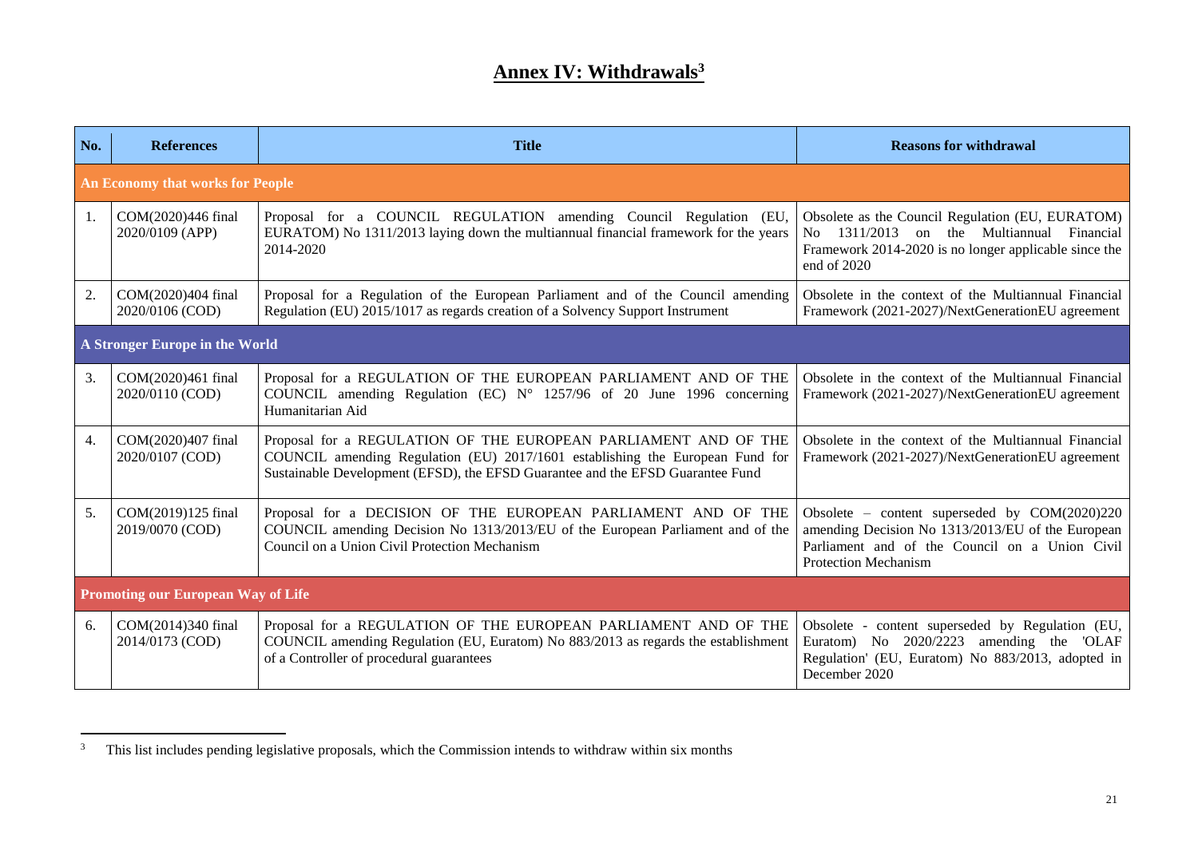# **Annex IV: Withdrawals**[3]

| No. | References | Title | Reasons for withdrawal |
|---|---|---|---|
| **An Economy that works for People** | | | |
| 1. | COM(2020)446 final 2020/0109 (APP) | Proposal for a COUNCIL REGULATION amending Council Regulation (EU, EURATOM) No 1311/2013 laying down the multiannual financial framework for the years 2014-2020 | Obsolete as the Council Regulation (EU, EURATOM) No 1311/2013 on the Multiannual Financial Framework 2014-2020 is no longer applicable since the end of 2020 |
| 2. | COM(2020)404 final 2020/0106 (COD) | Proposal for a Regulation of the European Parliament and of the Council amending Regulation (EU) 2015/1017 as regards creation of a Solvency Support Instrument | Obsolete in the context of the Multiannual Financial Framework (2021-2027)/NextGenerationEU agreement |
| **A Stronger Europe in the World** | | | |
| 3. | COM(2020)461 final 2020/0110 (COD) | Proposal for a REGULATION OF THE EUROPEAN PARLIAMENT AND OF THE COUNCIL amending Regulation (EC) N° 1257/96 of 20 June 1996 concerning Humanitarian Aid | Obsolete in the context of the Multiannual Financial Framework (2021-2027)/NextGenerationEU agreement |
| 4. | COM(2020)407 final 2020/0107 (COD) | Proposal for a REGULATION OF THE EUROPEAN PARLIAMENT AND OF THE COUNCIL amending Regulation (EU) 2017/1601 establishing the European Fund for Sustainable Development (EFSD), the EFSD Guarantee and the EFSD Guarantee Fund | Obsolete in the context of the Multiannual Financial Framework (2021-2027)/NextGenerationEU agreement |
| 5. | COM(2019)125 final 2019/0070 (COD) | Proposal for a DECISION OF THE EUROPEAN PARLIAMENT AND OF THE COUNCIL amending Decision No 1313/2013/EU of the European Parliament and of the Council on a Union Civil Protection Mechanism | Obsolete – content superseded by COM(2020)220 amending Decision No 1313/2013/EU of the European Parliament and of the Council on a Union Civil Protection Mechanism |
| **Promoting our European Way of Life** | | | |
| 6. | COM(2014)340 final 2014/0173 (COD) | Proposal for a REGULATION OF THE EUROPEAN PARLIAMENT AND OF THE COUNCIL amending Regulation (EU, Euratom) No 883/2013 as regards the establishment of a Controller of procedural guarantees | Obsolete - content superseded by Regulation (EU, Euratom) No 2020/2223 amending the 'OLAF Regulation' (EU, Euratom) No 883/2013, adopted in December 2020 |

[3] This list includes pending legislative proposals, which the Commission intends to withdraw within six months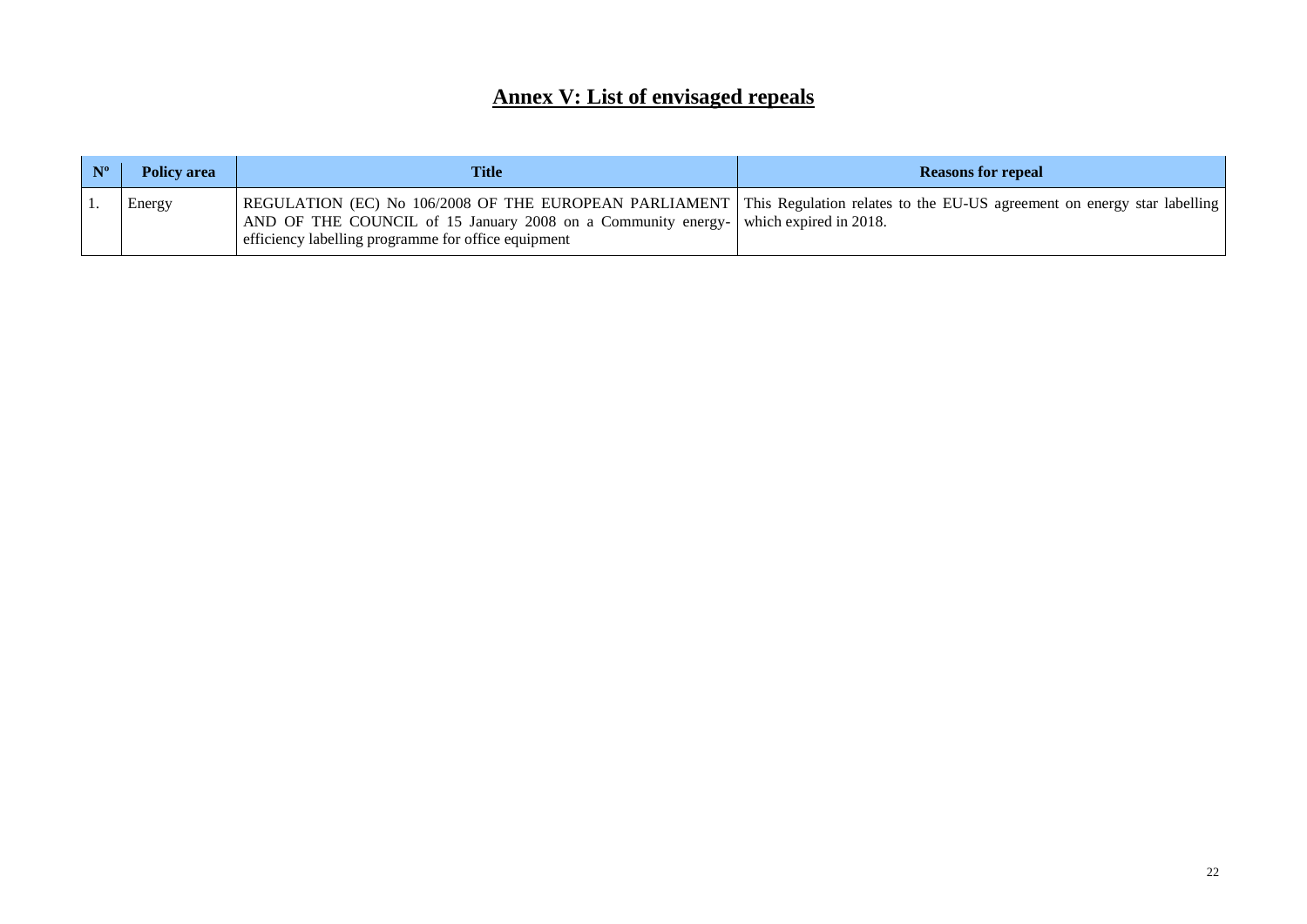# Annex V: List of envisaged repeals

| N° | Policy area | Title | Reasons for repeal |
|---|---|---|---|
| 1. | Energy | REGULATION (EC) No 106/2008 OF THE EUROPEAN PARLIAMENT AND OF THE COUNCIL of 15 January 2008 on a Community energy-efficiency labelling programme for office equipment | This Regulation relates to the EU-US agreement on energy star labelling which expired in 2018. |